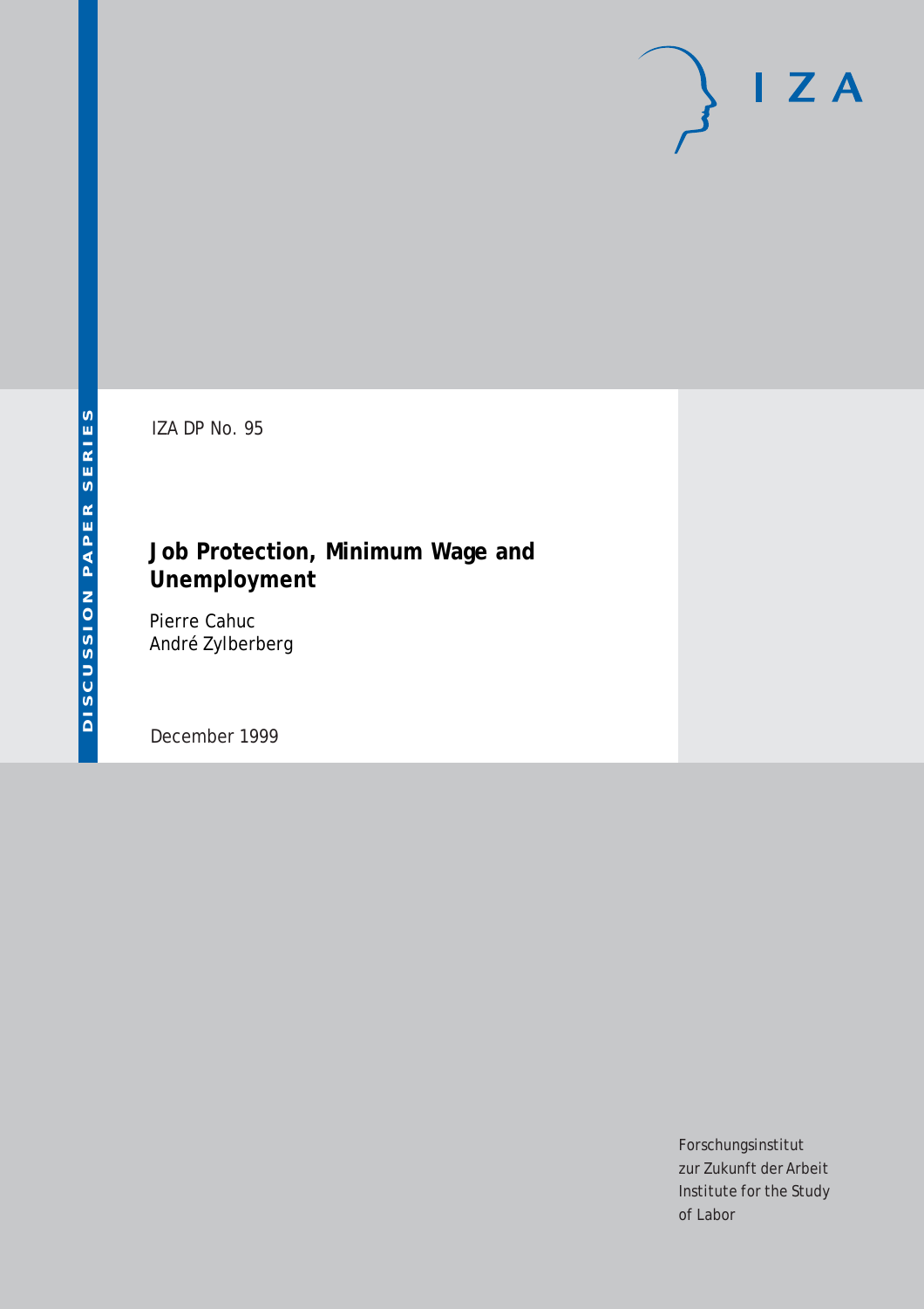DISCUSSION PAPER SERIES

IZA

IZA DP No. 95

# Job Protection, Minimum Wage and Unemployment

Pierre Cahuc
André Zylberberg

December 1999

Forschungsinstitut
zur Zukunft der Arbeit
Institute for the Study
of Labor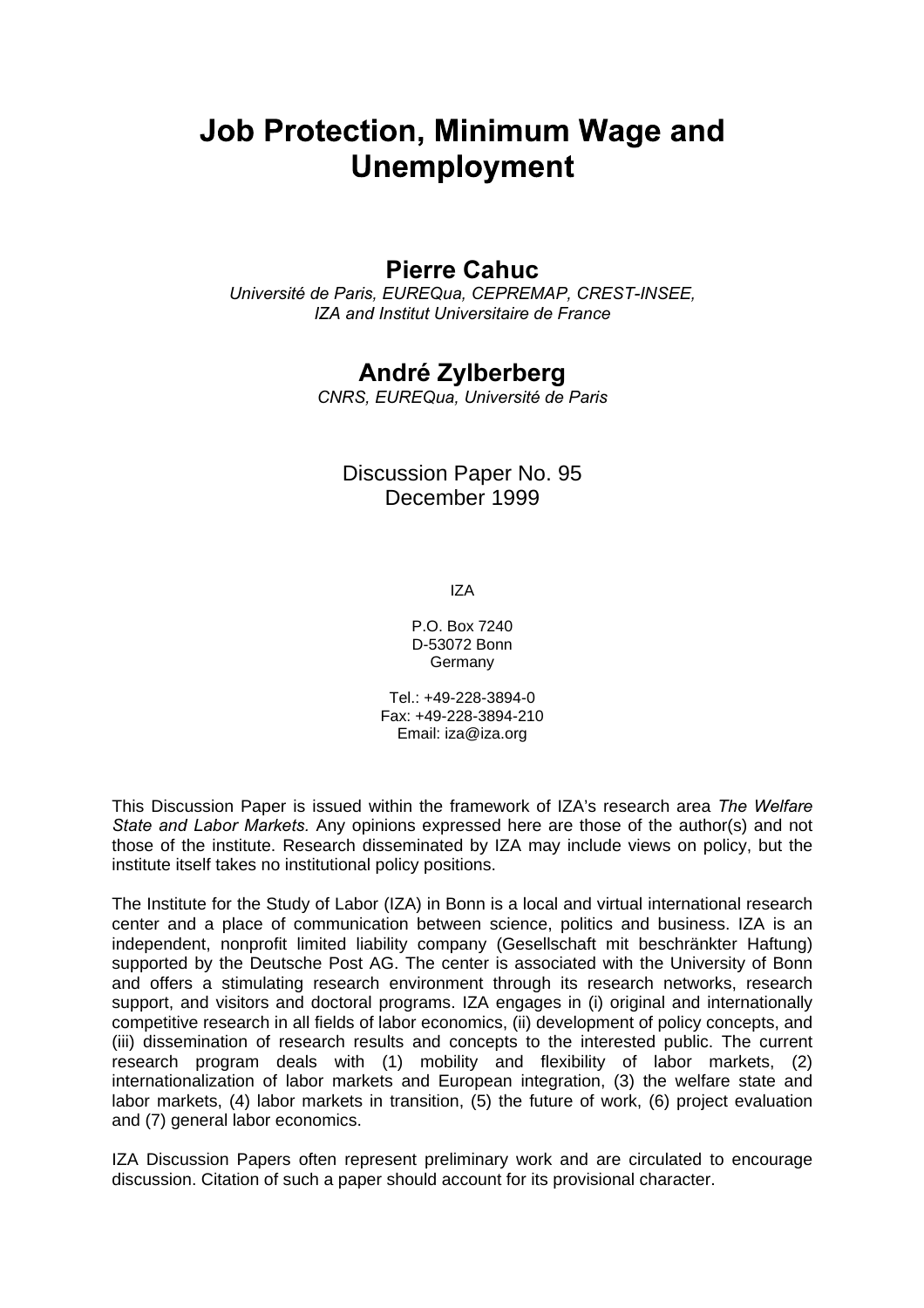# Job Protection, Minimum Wage and Unemployment

**Pierre Cahuc**

*Université de Paris, EUREQua, CEPREMAP, CREST-INSEE, IZA and Institut Universitaire de France*

**André Zylberberg**

*CNRS, EUREQua, Université de Paris*

Discussion Paper No. 95
December 1999

IZA

P.O. Box 7240
D-53072 Bonn
Germany

Tel.: +49-228-3894-0
Fax: +49-228-3894-210
Email: iza@iza.org

This Discussion Paper is issued within the framework of IZA's research area *The Welfare State and Labor Markets.* Any opinions expressed here are those of the author(s) and not those of the institute. Research disseminated by IZA may include views on policy, but the institute itself takes no institutional policy positions.

The Institute for the Study of Labor (IZA) in Bonn is a local and virtual international research center and a place of communication between science, politics and business. IZA is an independent, nonprofit limited liability company (Gesellschaft mit beschränkter Haftung) supported by the Deutsche Post AG. The center is associated with the University of Bonn and offers a stimulating research environment through its research networks, research support, and visitors and doctoral programs. IZA engages in (i) original and internationally competitive research in all fields of labor economics, (ii) development of policy concepts, and (iii) dissemination of research results and concepts to the interested public. The current research program deals with (1) mobility and flexibility of labor markets, (2) internationalization of labor markets and European integration, (3) the welfare state and labor markets, (4) labor markets in transition, (5) the future of work, (6) project evaluation and (7) general labor economics.

IZA Discussion Papers often represent preliminary work and are circulated to encourage discussion. Citation of such a paper should account for its provisional character.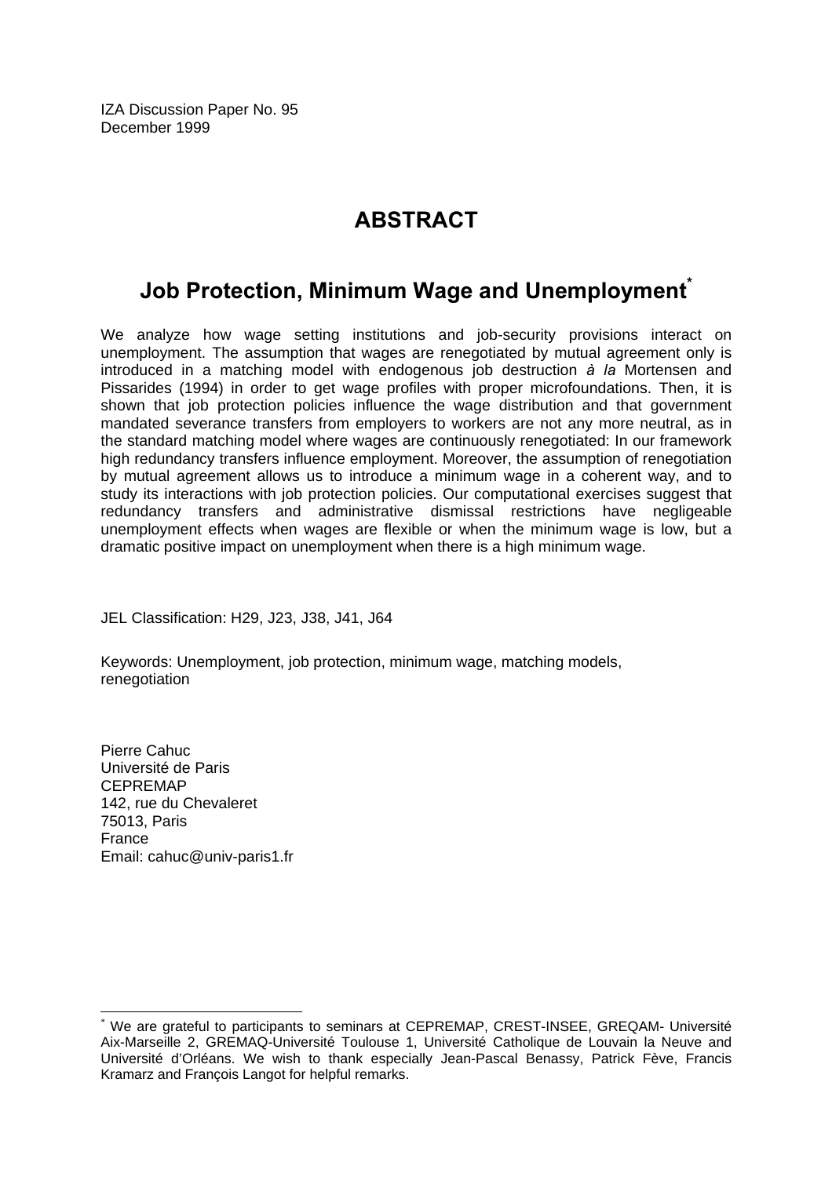IZA Discussion Paper No. 95
December 1999

## ABSTRACT

## Job Protection, Minimum Wage and Unemployment[*]

We analyze how wage setting institutions and job-security provisions interact on unemployment. The assumption that wages are renegotiated by mutual agreement only is introduced in a matching model with endogenous job destruction *à la* Mortensen and Pissarides (1994) in order to get wage profiles with proper microfoundations. Then, it is shown that job protection policies influence the wage distribution and that government mandated severance transfers from employers to workers are not any more neutral, as in the standard matching model where wages are continuously renegotiated: In our framework high redundancy transfers influence employment. Moreover, the assumption of renegotiation by mutual agreement allows us to introduce a minimum wage in a coherent way, and to study its interactions with job protection policies. Our computational exercises suggest that redundancy transfers and administrative dismissal restrictions have negligeable unemployment effects when wages are flexible or when the minimum wage is low, but a dramatic positive impact on unemployment when there is a high minimum wage.

JEL Classification: H29, J23, J38, J41, J64

Keywords: Unemployment, job protection, minimum wage, matching models, renegotiation

Pierre Cahuc
Université de Paris
CEPREMAP
142, rue du Chevaleret
75013, Paris
France
Email: cahuc@univ-paris1.fr

[*] We are grateful to participants to seminars at CEPREMAP, CREST-INSEE, GREQAM- Université Aix-Marseille 2, GREMAQ-Université Toulouse 1, Université Catholique de Louvain la Neuve and Université d'Orléans. We wish to thank especially Jean-Pascal Benassy, Patrick Fève, Francis Kramarz and François Langot for helpful remarks.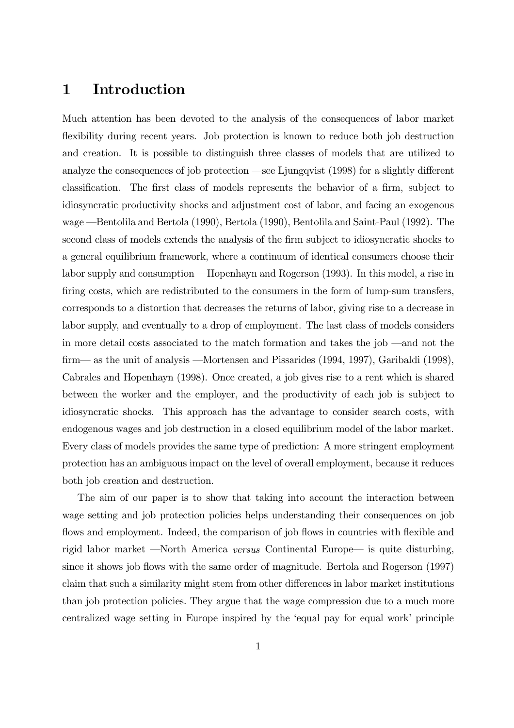# 1 Introduction

Much attention has been devoted to the analysis of the consequences of labor market flexibility during recent years. Job protection is known to reduce both job destruction and creation. It is possible to distinguish three classes of models that are utilized to analyze the consequences of job protection —see Ljungqvist (1998) for a slightly different classification. The first class of models represents the behavior of a firm, subject to idiosyncratic productivity shocks and adjustment cost of labor, and facing an exogenous wage —Bentolila and Bertola (1990), Bertola (1990), Bentolila and Saint-Paul (1992). The second class of models extends the analysis of the firm subject to idiosyncratic shocks to a general equilibrium framework, where a continuum of identical consumers choose their labor supply and consumption —Hopenhayn and Rogerson (1993). In this model, a rise in firing costs, which are redistributed to the consumers in the form of lump-sum transfers, corresponds to a distortion that decreases the returns of labor, giving rise to a decrease in labor supply, and eventually to a drop of employment. The last class of models considers in more detail costs associated to the match formation and takes the job —and not the firm— as the unit of analysis —Mortensen and Pissarides (1994, 1997), Garibaldi (1998), Cabrales and Hopenhayn (1998). Once created, a job gives rise to a rent which is shared between the worker and the employer, and the productivity of each job is subject to idiosyncratic shocks. This approach has the advantage to consider search costs, with endogenous wages and job destruction in a closed equilibrium model of the labor market. Every class of models provides the same type of prediction: A more stringent employment protection has an ambiguous impact on the level of overall employment, because it reduces both job creation and destruction.

The aim of our paper is to show that taking into account the interaction between wage setting and job protection policies helps understanding their consequences on job flows and employment. Indeed, the comparison of job flows in countries with flexible and rigid labor market —North America *versus* Continental Europe— is quite disturbing, since it shows job flows with the same order of magnitude. Bertola and Rogerson (1997) claim that such a similarity might stem from other differences in labor market institutions than job protection policies. They argue that the wage compression due to a much more centralized wage setting in Europe inspired by the 'equal pay for equal work' principle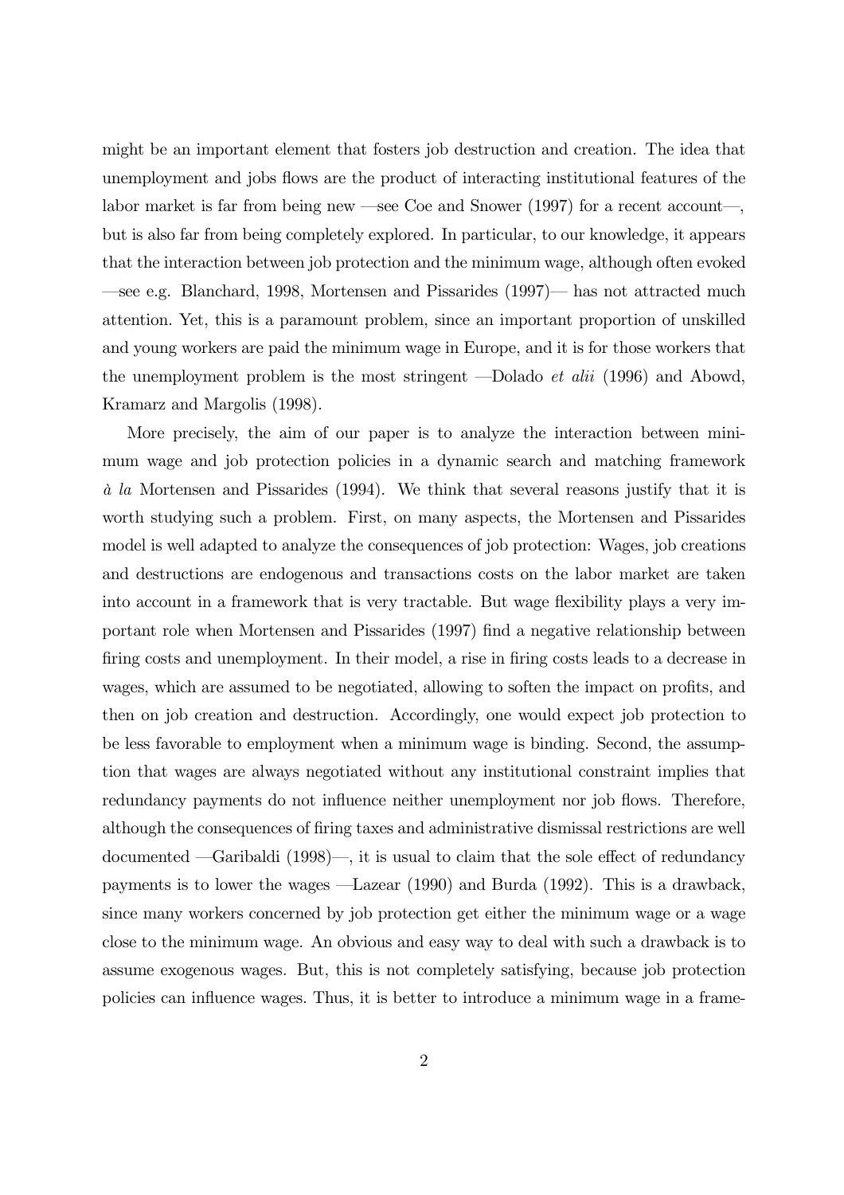might be an important element that fosters job destruction and creation. The idea that unemployment and jobs flows are the product of interacting institutional features of the labor market is far from being new —see Coe and Snower (1997) for a recent account—, but is also far from being completely explored. In particular, to our knowledge, it appears that the interaction between job protection and the minimum wage, although often evoked —see e.g. Blanchard, 1998, Mortensen and Pissarides (1997)— has not attracted much attention. Yet, this is a paramount problem, since an important proportion of unskilled and young workers are paid the minimum wage in Europe, and it is for those workers that the unemployment problem is the most stringent —Dolado *et alii* (1996) and Abowd, Kramarz and Margolis (1998).

More precisely, the aim of our paper is to analyze the interaction between minimum wage and job protection policies in a dynamic search and matching framework *à la* Mortensen and Pissarides (1994). We think that several reasons justify that it is worth studying such a problem. First, on many aspects, the Mortensen and Pissarides model is well adapted to analyze the consequences of job protection: Wages, job creations and destructions are endogenous and transactions costs on the labor market are taken into account in a framework that is very tractable. But wage flexibility plays a very important role when Mortensen and Pissarides (1997) find a negative relationship between firing costs and unemployment. In their model, a rise in firing costs leads to a decrease in wages, which are assumed to be negotiated, allowing to soften the impact on profits, and then on job creation and destruction. Accordingly, one would expect job protection to be less favorable to employment when a minimum wage is binding. Second, the assumption that wages are always negotiated without any institutional constraint implies that redundancy payments do not influence neither unemployment nor job flows. Therefore, although the consequences of firing taxes and administrative dismissal restrictions are well documented —Garibaldi (1998)—, it is usual to claim that the sole effect of redundancy payments is to lower the wages —Lazear (1990) and Burda (1992). This is a drawback, since many workers concerned by job protection get either the minimum wage or a wage close to the minimum wage. An obvious and easy way to deal with such a drawback is to assume exogenous wages. But, this is not completely satisfying, because job protection policies can influence wages. Thus, it is better to introduce a minimum wage in a frame-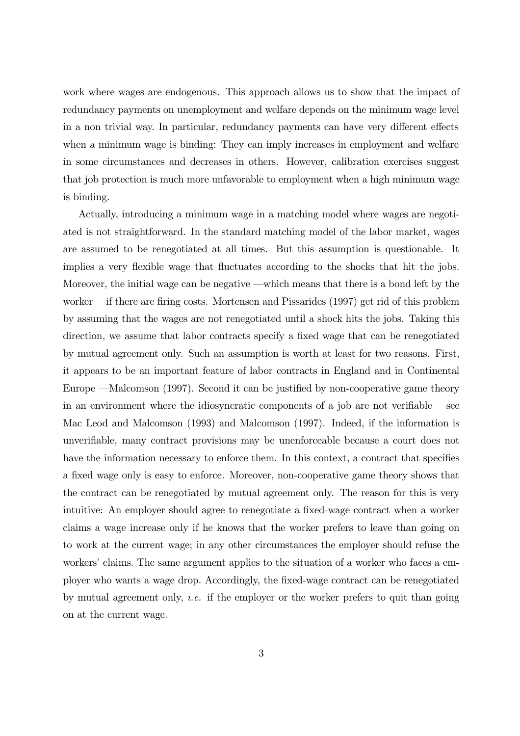work where wages are endogenous. This approach allows us to show that the impact of redundancy payments on unemployment and welfare depends on the minimum wage level in a non trivial way. In particular, redundancy payments can have very different effects when a minimum wage is binding: They can imply increases in employment and welfare in some circumstances and decreases in others. However, calibration exercises suggest that job protection is much more unfavorable to employment when a high minimum wage is binding.

Actually, introducing a minimum wage in a matching model where wages are negotiated is not straightforward. In the standard matching model of the labor market, wages are assumed to be renegotiated at all times. But this assumption is questionable. It implies a very flexible wage that fluctuates according to the shocks that hit the jobs. Moreover, the initial wage can be negative —which means that there is a bond left by the worker— if there are firing costs. Mortensen and Pissarides (1997) get rid of this problem by assuming that the wages are not renegotiated until a shock hits the jobs. Taking this direction, we assume that labor contracts specify a fixed wage that can be renegotiated by mutual agreement only. Such an assumption is worth at least for two reasons. First, it appears to be an important feature of labor contracts in England and in Continental Europe —Malcomson (1997). Second it can be justified by non-cooperative game theory in an environment where the idiosyncratic components of a job are not verifiable —see Mac Leod and Malcomson (1993) and Malcomson (1997). Indeed, if the information is unverifiable, many contract provisions may be unenforceable because a court does not have the information necessary to enforce them. In this context, a contract that specifies a fixed wage only is easy to enforce. Moreover, non-cooperative game theory shows that the contract can be renegotiated by mutual agreement only. The reason for this is very intuitive: An employer should agree to renegotiate a fixed-wage contract when a worker claims a wage increase only if he knows that the worker prefers to leave than going on to work at the current wage; in any other circumstances the employer should refuse the workers' claims. The same argument applies to the situation of a worker who faces a employer who wants a wage drop. Accordingly, the fixed-wage contract can be renegotiated by mutual agreement only, *i.e.* if the employer or the worker prefers to quit than going on at the current wage.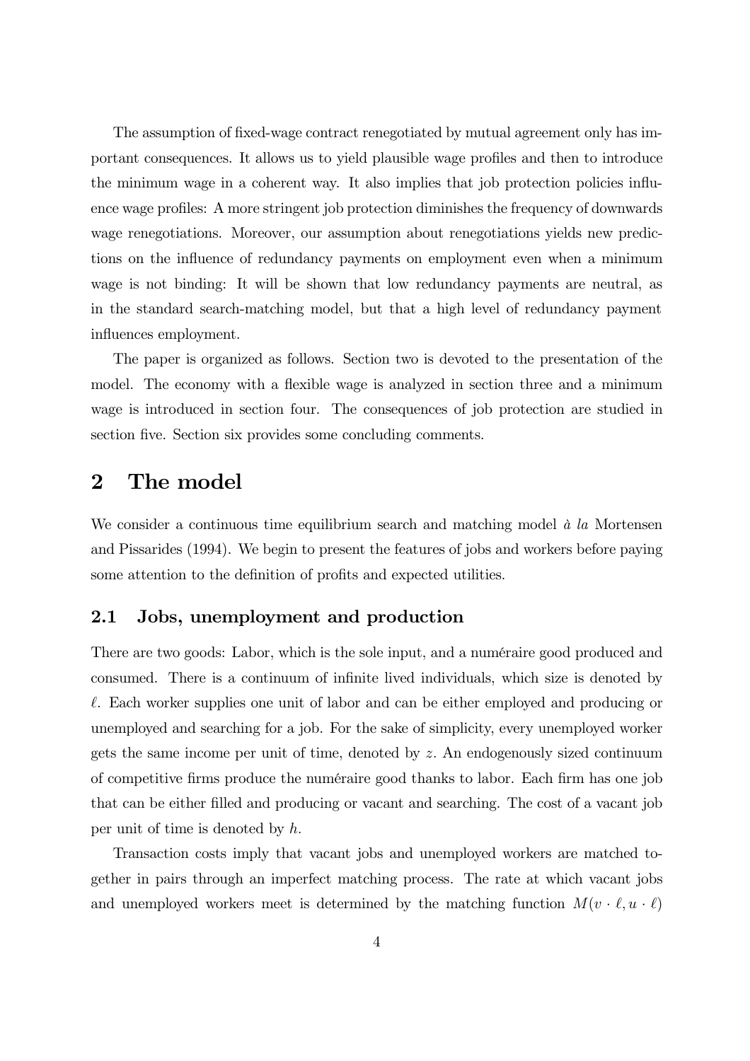The assumption of fixed-wage contract renegotiated by mutual agreement only has important consequences. It allows us to yield plausible wage profiles and then to introduce the minimum wage in a coherent way. It also implies that job protection policies influence wage profiles: A more stringent job protection diminishes the frequency of downwards wage renegotiations. Moreover, our assumption about renegotiations yields new predictions on the influence of redundancy payments on employment even when a minimum wage is not binding: It will be shown that low redundancy payments are neutral, as in the standard search-matching model, but that a high level of redundancy payment influences employment.

The paper is organized as follows. Section two is devoted to the presentation of the model. The economy with a flexible wage is analyzed in section three and a minimum wage is introduced in section four. The consequences of job protection are studied in section five. Section six provides some concluding comments.

# 2 The model

We consider a continuous time equilibrium search and matching model *à la* Mortensen and Pissarides (1994). We begin to present the features of jobs and workers before paying some attention to the definition of profits and expected utilities.

## 2.1 Jobs, unemployment and production

There are two goods: Labor, which is the sole input, and a numéraire good produced and consumed. There is a continuum of infinite lived individuals, which size is denoted by $\ell$. Each worker supplies one unit of labor and can be either employed and producing or unemployed and searching for a job. For the sake of simplicity, every unemployed worker gets the same income per unit of time, denoted by $z$. An endogenously sized continuum of competitive firms produce the numéraire good thanks to labor. Each firm has one job that can be either filled and producing or vacant and searching. The cost of a vacant job per unit of time is denoted by $h$.

Transaction costs imply that vacant jobs and unemployed workers are matched together in pairs through an imperfect matching process. The rate at which vacant jobs and unemployed workers meet is determined by the matching function $M(v \cdot \ell, u \cdot \ell)$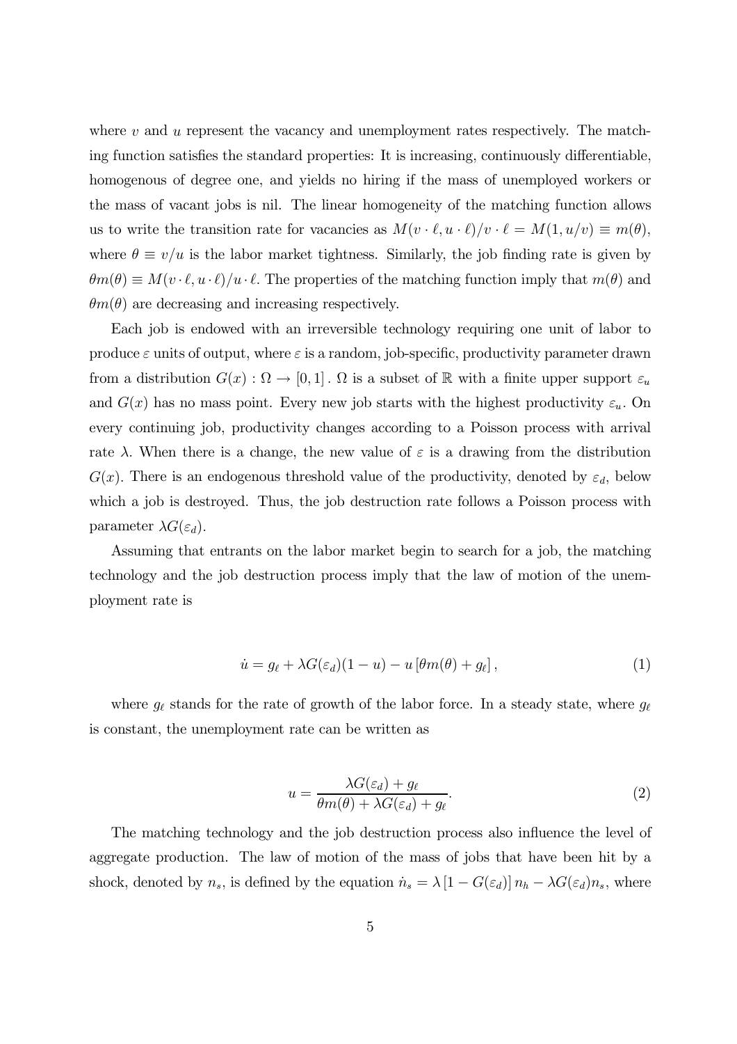where $v$ and $u$ represent the vacancy and unemployment rates respectively. The matching function satisfies the standard properties: It is increasing, continuously differentiable, homogenous of degree one, and yields no hiring if the mass of unemployed workers or the mass of vacant jobs is nil. The linear homogeneity of the matching function allows us to write the transition rate for vacancies as $M(v \cdot \ell, u \cdot \ell)/v \cdot \ell = M(1, u/v) \equiv m(\theta)$, where $\theta \equiv v/u$ is the labor market tightness. Similarly, the job finding rate is given by $\theta m(\theta) \equiv M(v \cdot \ell, u \cdot \ell)/u \cdot \ell$. The properties of the matching function imply that $m(\theta)$ and $\theta m(\theta)$ are decreasing and increasing respectively.

Each job is endowed with an irreversible technology requiring one unit of labor to produce $\varepsilon$ units of output, where $\varepsilon$ is a random, job-specific, productivity parameter drawn from a distribution $G(x) : \Omega \to [0, 1]$. $\Omega$ is a subset of $\mathbb{R}$ with a finite upper support $\varepsilon_u$ and $G(x)$ has no mass point. Every new job starts with the highest productivity $\varepsilon_u$. On every continuing job, productivity changes according to a Poisson process with arrival rate $\lambda$. When there is a change, the new value of $\varepsilon$ is a drawing from the distribution $G(x)$. There is an endogenous threshold value of the productivity, denoted by $\varepsilon_d$, below which a job is destroyed. Thus, the job destruction rate follows a Poisson process with parameter $\lambda G(\varepsilon_d)$.

Assuming that entrants on the labor market begin to search for a job, the matching technology and the job destruction process imply that the law of motion of the unemployment rate is

$$\dot{u} = g_\ell + \lambda G(\varepsilon_d)(1 - u) - u \left[\theta m(\theta) + g_\ell\right], \tag{1}$$

where $g_\ell$ stands for the rate of growth of the labor force. In a steady state, where $g_\ell$ is constant, the unemployment rate can be written as

$$u = \frac{\lambda G(\varepsilon_d) + g_\ell}{\theta m(\theta) + \lambda G(\varepsilon_d) + g_\ell}. \tag{2}$$

The matching technology and the job destruction process also influence the level of aggregate production. The law of motion of the mass of jobs that have been hit by a shock, denoted by $n_s$, is defined by the equation $\dot{n}_s = \lambda \left[1 - G(\varepsilon_d)\right] n_h - \lambda G(\varepsilon_d) n_s$, where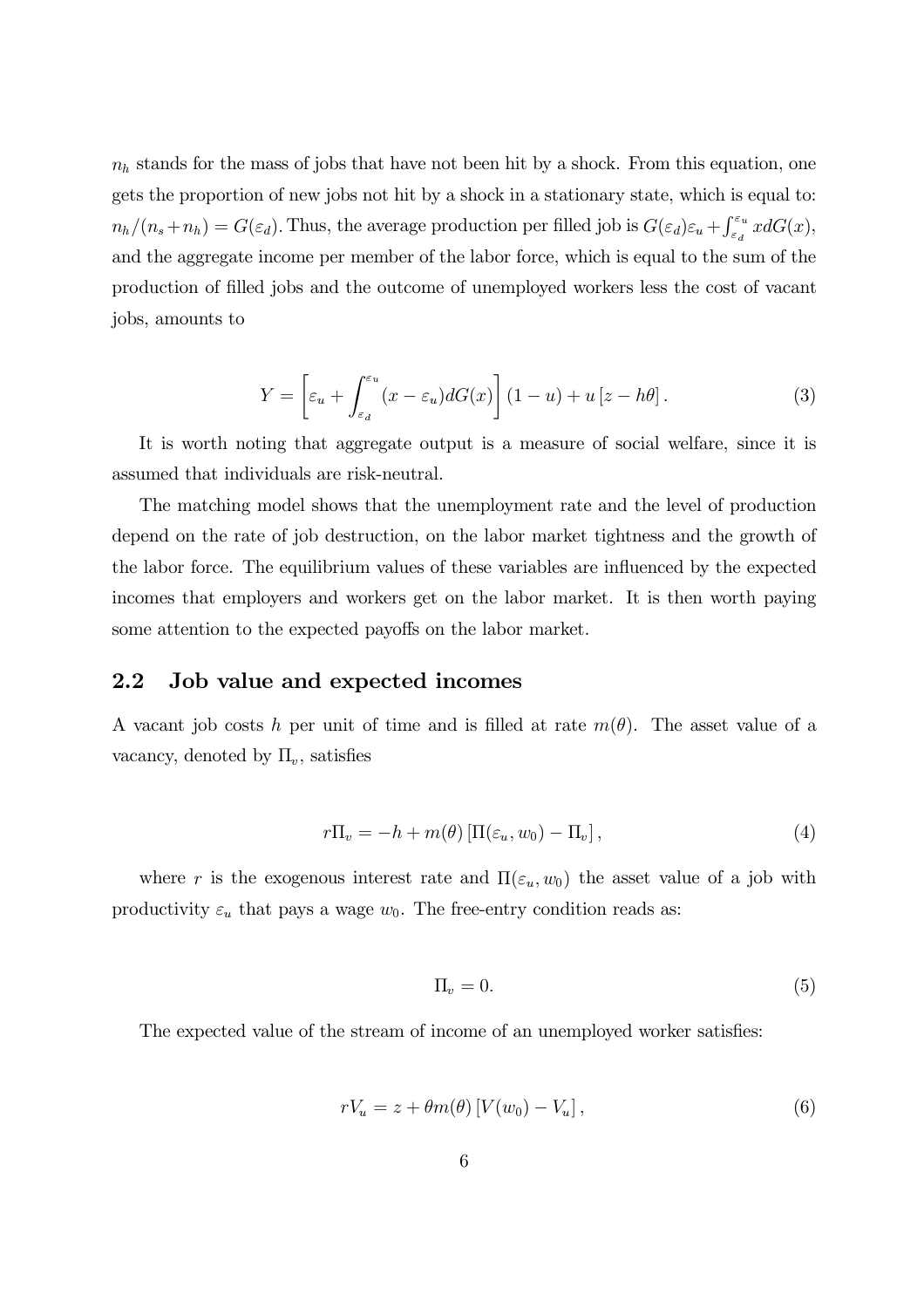$n_h$ stands for the mass of jobs that have not been hit by a shock. From this equation, one gets the proportion of new jobs not hit by a shock in a stationary state, which is equal to: $n_h/(n_s+n_h) = G(\varepsilon_d)$. Thus, the average production per filled job is $G(\varepsilon_d)\varepsilon_u + \int_{\varepsilon_d}^{\varepsilon_u} x dG(x)$, and the aggregate income per member of the labor force, which is equal to the sum of the production of filled jobs and the outcome of unemployed workers less the cost of vacant jobs, amounts to

$$Y = \left[\varepsilon_u + \int_{\varepsilon_d}^{\varepsilon_u} (x - \varepsilon_u) dG(x)\right](1-u) + u\left[z - h\theta\right]. \tag{3}$$

It is worth noting that aggregate output is a measure of social welfare, since it is assumed that individuals are risk-neutral.

The matching model shows that the unemployment rate and the level of production depend on the rate of job destruction, on the labor market tightness and the growth of the labor force. The equilibrium values of these variables are influenced by the expected incomes that employers and workers get on the labor market. It is then worth paying some attention to the expected payoffs on the labor market.

## 2.2 Job value and expected incomes

A vacant job costs $h$ per unit of time and is filled at rate $m(\theta)$. The asset value of a vacancy, denoted by $\Pi_v$, satisfies

$$r\Pi_v = -h + m(\theta)\left[\Pi(\varepsilon_u, w_0) - \Pi_v\right], \tag{4}$$

where $r$ is the exogenous interest rate and $\Pi(\varepsilon_u, w_0)$ the asset value of a job with productivity $\varepsilon_u$ that pays a wage $w_0$. The free-entry condition reads as:

$$\Pi_v = 0. \tag{5}$$

The expected value of the stream of income of an unemployed worker satisfies:

$$rV_u = z + \theta m(\theta)\left[V(w_0) - V_u\right], \tag{6}$$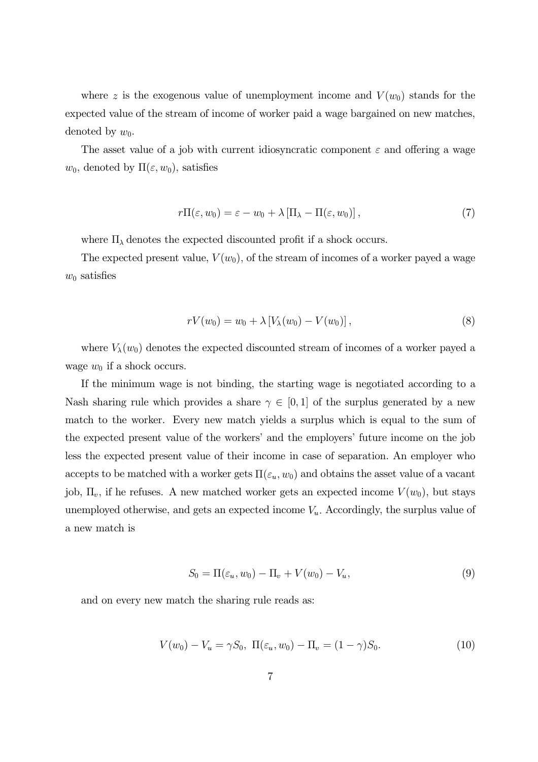where $z$ is the exogenous value of unemployment income and $V(w_0)$ stands for the expected value of the stream of income of worker paid a wage bargained on new matches, denoted by $w_0$.

The asset value of a job with current idiosyncratic component $\varepsilon$ and offering a wage $w_0$, denoted by $\Pi(\varepsilon, w_0)$, satisfies

$$r\Pi(\varepsilon, w_0) = \varepsilon - w_0 + \lambda \left[\Pi_\lambda - \Pi(\varepsilon, w_0)\right], \tag{7}$$

where $\Pi_\lambda$ denotes the expected discounted profit if a shock occurs.

The expected present value, $V(w_0)$, of the stream of incomes of a worker payed a wage $w_0$ satisfies

$$rV(w_0) = w_0 + \lambda \left[V_\lambda(w_0) - V(w_0)\right], \tag{8}$$

where $V_\lambda(w_0)$ denotes the expected discounted stream of incomes of a worker payed a wage $w_0$ if a shock occurs.

If the minimum wage is not binding, the starting wage is negotiated according to a Nash sharing rule which provides a share $\gamma \in [0, 1]$ of the surplus generated by a new match to the worker. Every new match yields a surplus which is equal to the sum of the expected present value of the workers' and the employers' future income on the job less the expected present value of their income in case of separation. An employer who accepts to be matched with a worker gets $\Pi(\varepsilon_u, w_0)$ and obtains the asset value of a vacant job, $\Pi_v$, if he refuses. A new matched worker gets an expected income $V(w_0)$, but stays unemployed otherwise, and gets an expected income $V_u$. Accordingly, the surplus value of a new match is

$$S_0 = \Pi(\varepsilon_u, w_0) - \Pi_v + V(w_0) - V_u, \tag{9}$$

and on every new match the sharing rule reads as:

$$V(w_0) - V_u = \gamma S_0, \;\; \Pi(\varepsilon_u, w_0) - \Pi_v = (1 - \gamma) S_0. \tag{10}$$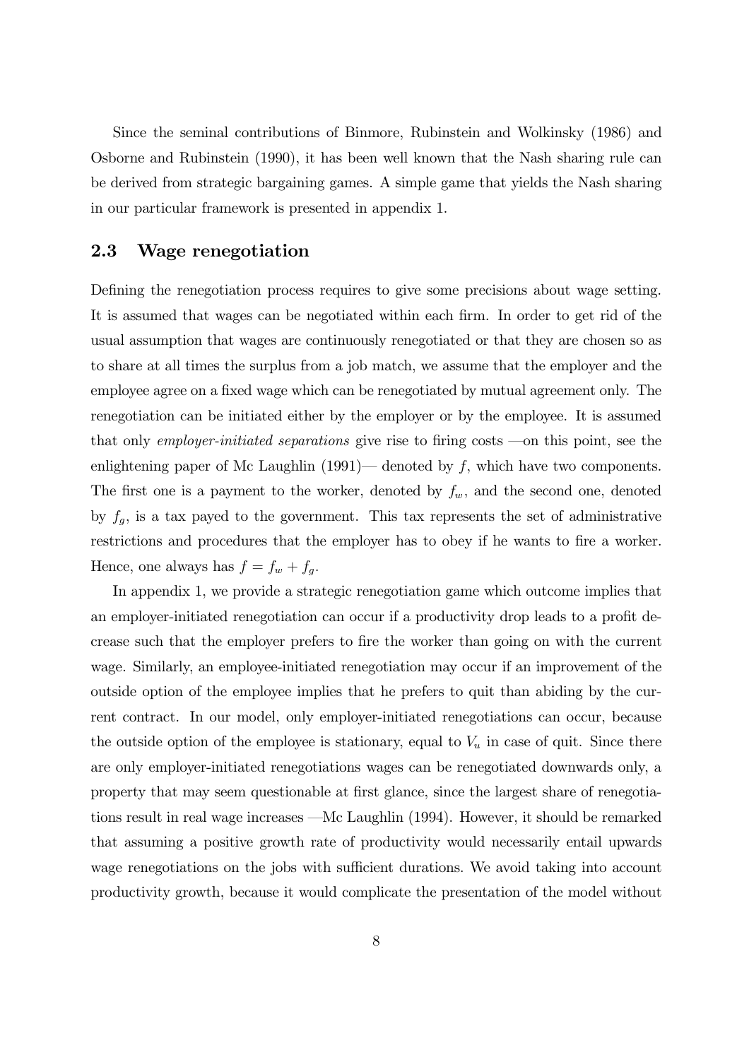Since the seminal contributions of Binmore, Rubinstein and Wolkinsky (1986) and Osborne and Rubinstein (1990), it has been well known that the Nash sharing rule can be derived from strategic bargaining games. A simple game that yields the Nash sharing in our particular framework is presented in appendix 1.

## 2.3 Wage renegotiation

Defining the renegotiation process requires to give some precisions about wage setting. It is assumed that wages can be negotiated within each firm. In order to get rid of the usual assumption that wages are continuously renegotiated or that they are chosen so as to share at all times the surplus from a job match, we assume that the employer and the employee agree on a fixed wage which can be renegotiated by mutual agreement only. The renegotiation can be initiated either by the employer or by the employee. It is assumed that only *employer-initiated separations* give rise to firing costs —on this point, see the enlightening paper of Mc Laughlin (1991)— denoted by $f$, which have two components. The first one is a payment to the worker, denoted by $f_w$, and the second one, denoted by $f_g$, is a tax payed to the government. This tax represents the set of administrative restrictions and procedures that the employer has to obey if he wants to fire a worker. Hence, one always has $f = f_w + f_g$.

In appendix 1, we provide a strategic renegotiation game which outcome implies that an employer-initiated renegotiation can occur if a productivity drop leads to a profit decrease such that the employer prefers to fire the worker than going on with the current wage. Similarly, an employee-initiated renegotiation may occur if an improvement of the outside option of the employee implies that he prefers to quit than abiding by the current contract. In our model, only employer-initiated renegotiations can occur, because the outside option of the employee is stationary, equal to $V_u$ in case of quit. Since there are only employer-initiated renegotiations wages can be renegotiated downwards only, a property that may seem questionable at first glance, since the largest share of renegotiations result in real wage increases —Mc Laughlin (1994). However, it should be remarked that assuming a positive growth rate of productivity would necessarily entail upwards wage renegotiations on the jobs with sufficient durations. We avoid taking into account productivity growth, because it would complicate the presentation of the model without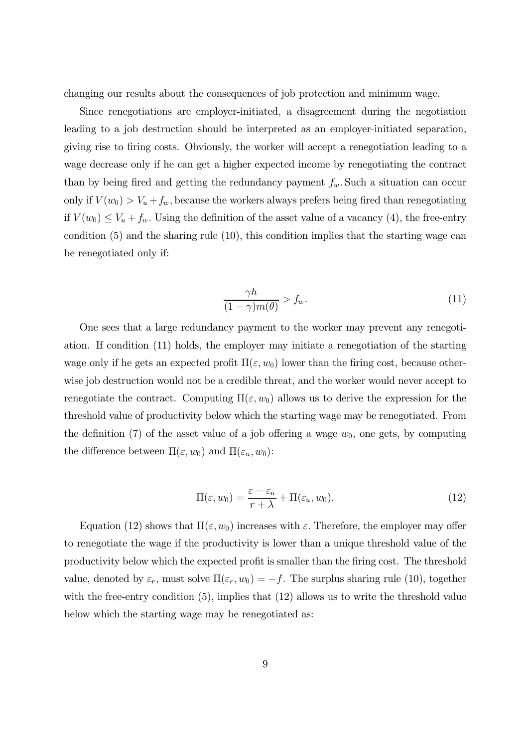changing our results about the consequences of job protection and minimum wage.

Since renegotiations are employer-initiated, a disagreement during the negotiation leading to a job destruction should be interpreted as an employer-initiated separation, giving rise to firing costs. Obviously, the worker will accept a renegotiation leading to a wage decrease only if he can get a higher expected income by renegotiating the contract than by being fired and getting the redundancy payment $f_w$. Such a situation can occur only if $V(w_0) > V_u + f_w$, because the workers always prefers being fired than renegotiating if $V(w_0) \leq V_u + f_w$. Using the definition of the asset value of a vacancy (4), the free-entry condition (5) and the sharing rule (10), this condition implies that the starting wage can be renegotiated only if:

$$\frac{\gamma h}{(1-\gamma)m(\theta)} > f_w. \tag{11}$$

One sees that a large redundancy payment to the worker may prevent any renegotiation. If condition (11) holds, the employer may initiate a renegotiation of the starting wage only if he gets an expected profit $\Pi(\varepsilon, w_0)$ lower than the firing cost, because otherwise job destruction would not be a credible threat, and the worker would never accept to renegotiate the contract. Computing $\Pi(\varepsilon, w_0)$ allows us to derive the expression for the threshold value of productivity below which the starting wage may be renegotiated. From the definition (7) of the asset value of a job offering a wage $w_0$, one gets, by computing the difference between $\Pi(\varepsilon, w_0)$ and $\Pi(\varepsilon_u, w_0)$:

$$\Pi(\varepsilon, w_0) = \frac{\varepsilon - \varepsilon_u}{r + \lambda} + \Pi(\varepsilon_u, w_0). \tag{12}$$

Equation (12) shows that $\Pi(\varepsilon, w_0)$ increases with $\varepsilon$. Therefore, the employer may offer to renegotiate the wage if the productivity is lower than a unique threshold value of the productivity below which the expected profit is smaller than the firing cost. The threshold value, denoted by $\varepsilon_r$, must solve $\Pi(\varepsilon_r, w_0) = -f$. The surplus sharing rule (10), together with the free-entry condition (5), implies that (12) allows us to write the threshold value below which the starting wage may be renegotiated as: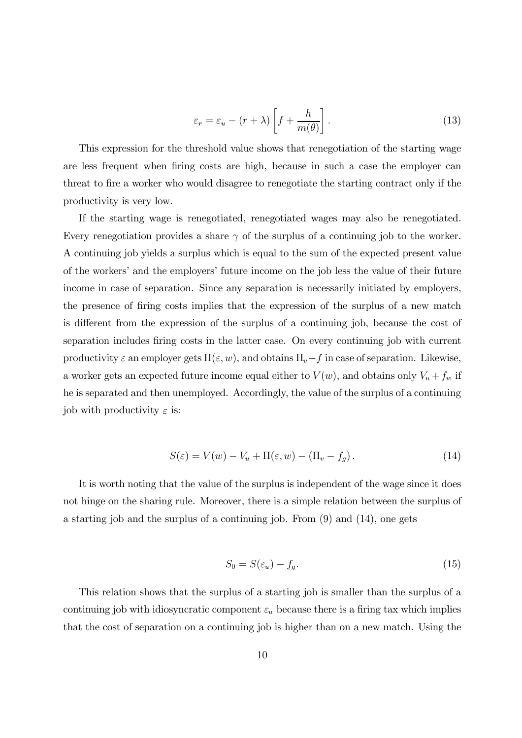$$\varepsilon_r = \varepsilon_u - (r + \lambda) \left[ f + \frac{h}{m(\theta)} \right]. \tag{13}$$

This expression for the threshold value shows that renegotiation of the starting wage are less frequent when firing costs are high, because in such a case the employer can threat to fire a worker who would disagree to renegotiate the starting contract only if the productivity is very low.

If the starting wage is renegotiated, renegotiated wages may also be renegotiated. Every renegotiation provides a share $\gamma$ of the surplus of a continuing job to the worker. A continuing job yields a surplus which is equal to the sum of the expected present value of the workers' and the employers' future income on the job less the value of their future income in case of separation. Since any separation is necessarily initiated by employers, the presence of firing costs implies that the expression of the surplus of a new match is different from the expression of the surplus of a continuing job, because the cost of separation includes firing costs in the latter case. On every continuing job with current productivity $\varepsilon$ an employer gets $\Pi(\varepsilon, w)$, and obtains $\Pi_v - f$ in case of separation. Likewise, a worker gets an expected future income equal either to $V(w)$, and obtains only $V_u + f_w$ if he is separated and then unemployed. Accordingly, the value of the surplus of a continuing job with productivity $\varepsilon$ is:

$$S(\varepsilon) = V(w) - V_u + \Pi(\varepsilon, w) - (\Pi_v - f_g). \tag{14}$$

It is worth noting that the value of the surplus is independent of the wage since it does not hinge on the sharing rule. Moreover, there is a simple relation between the surplus of a starting job and the surplus of a continuing job. From (9) and (14), one gets

$$S_0 = S(\varepsilon_u) - f_g. \tag{15}$$

This relation shows that the surplus of a starting job is smaller than the surplus of a continuing job with idiosyncratic component $\varepsilon_u$ because there is a firing tax which implies that the cost of separation on a continuing job is higher than on a new match. Using the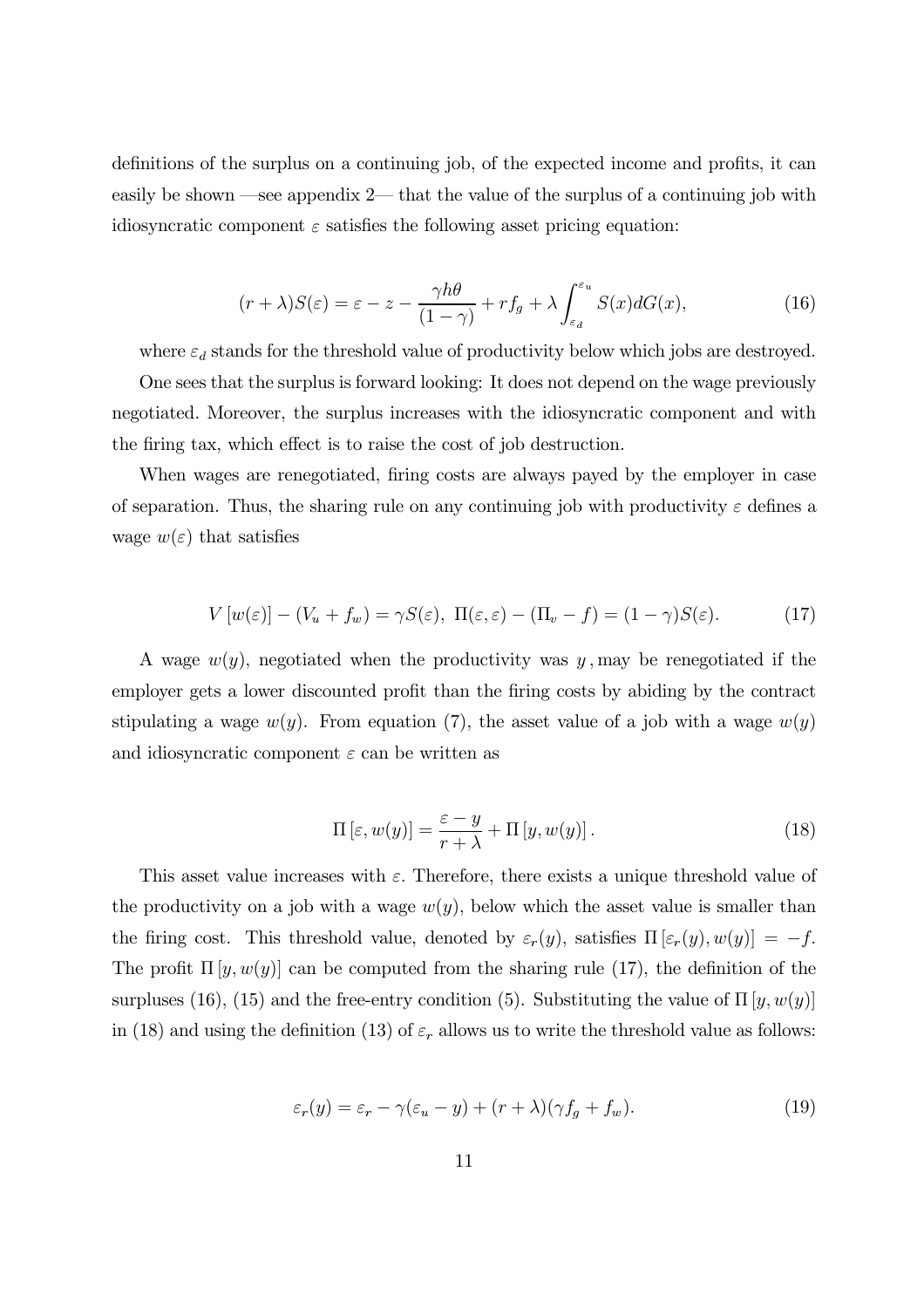definitions of the surplus on a continuing job, of the expected income and profits, it can easily be shown —see appendix 2— that the value of the surplus of a continuing job with idiosyncratic component $\varepsilon$ satisfies the following asset pricing equation:

$$(r+\lambda)S(\varepsilon) = \varepsilon - z - \frac{\gamma h\theta}{(1-\gamma)} + rf_g + \lambda \int_{\varepsilon_d}^{\varepsilon_u} S(x)dG(x), \tag{16}$$

where $\varepsilon_d$ stands for the threshold value of productivity below which jobs are destroyed.

One sees that the surplus is forward looking: It does not depend on the wage previously negotiated. Moreover, the surplus increases with the idiosyncratic component and with the firing tax, which effect is to raise the cost of job destruction.

When wages are renegotiated, firing costs are always payed by the employer in case of separation. Thus, the sharing rule on any continuing job with productivity $\varepsilon$ defines a wage $w(\varepsilon)$ that satisfies

$$V\left[w(\varepsilon)\right] - (V_u + f_w) = \gamma S(\varepsilon),\ \Pi(\varepsilon, \varepsilon) - (\Pi_v - f) = (1-\gamma)S(\varepsilon). \tag{17}$$

A wage $w(y)$, negotiated when the productivity was $y$, may be renegotiated if the employer gets a lower discounted profit than the firing costs by abiding by the contract stipulating a wage $w(y)$. From equation (7), the asset value of a job with a wage $w(y)$ and idiosyncratic component $\varepsilon$ can be written as

$$\Pi\left[\varepsilon, w(y)\right] = \frac{\varepsilon - y}{r+\lambda} + \Pi\left[y, w(y)\right]. \tag{18}$$

This asset value increases with $\varepsilon$. Therefore, there exists a unique threshold value of the productivity on a job with a wage $w(y)$, below which the asset value is smaller than the firing cost. This threshold value, denoted by $\varepsilon_r(y)$, satisfies $\Pi\left[\varepsilon_r(y), w(y)\right] = -f$. The profit $\Pi\left[y, w(y)\right]$ can be computed from the sharing rule (17), the definition of the surpluses (16), (15) and the free-entry condition (5). Substituting the value of $\Pi\left[y, w(y)\right]$ in (18) and using the definition (13) of $\varepsilon_r$ allows us to write the threshold value as follows:

$$\varepsilon_r(y) = \varepsilon_r - \gamma(\varepsilon_u - y) + (r+\lambda)(\gamma f_g + f_w). \tag{19}$$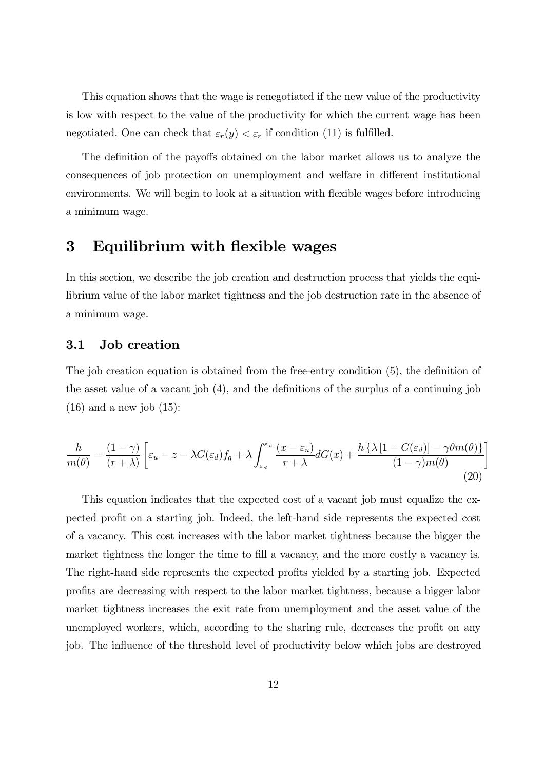This equation shows that the wage is renegotiated if the new value of the productivity is low with respect to the value of the productivity for which the current wage has been negotiated. One can check that $\varepsilon_r(y) < \varepsilon_r$ if condition (11) is fulfilled.

The definition of the payoffs obtained on the labor market allows us to analyze the consequences of job protection on unemployment and welfare in different institutional environments. We will begin to look at a situation with flexible wages before introducing a minimum wage.

# 3 Equilibrium with flexible wages

In this section, we describe the job creation and destruction process that yields the equilibrium value of the labor market tightness and the job destruction rate in the absence of a minimum wage.

## 3.1 Job creation

The job creation equation is obtained from the free-entry condition (5), the definition of the asset value of a vacant job (4), and the definitions of the surplus of a continuing job (16) and a new job (15):

$$\frac{h}{m(\theta)} = \frac{(1-\gamma)}{(r+\lambda)} \left[ \varepsilon_u - z - \lambda G(\varepsilon_d) f_g + \lambda \int_{\varepsilon_d}^{\varepsilon_u} \frac{(x-\varepsilon_u)}{r+\lambda} dG(x) + \frac{h \left\{ \lambda \left[ 1 - G(\varepsilon_d) \right] - \gamma \theta m(\theta) \right\}}{(1-\gamma) m(\theta)} \right] \tag{20}$$

This equation indicates that the expected cost of a vacant job must equalize the expected profit on a starting job. Indeed, the left-hand side represents the expected cost of a vacancy. This cost increases with the labor market tightness because the bigger the market tightness the longer the time to fill a vacancy, and the more costly a vacancy is. The right-hand side represents the expected profits yielded by a starting job. Expected profits are decreasing with respect to the labor market tightness, because a bigger labor market tightness increases the exit rate from unemployment and the asset value of the unemployed workers, which, according to the sharing rule, decreases the profit on any job. The influence of the threshold level of productivity below which jobs are destroyed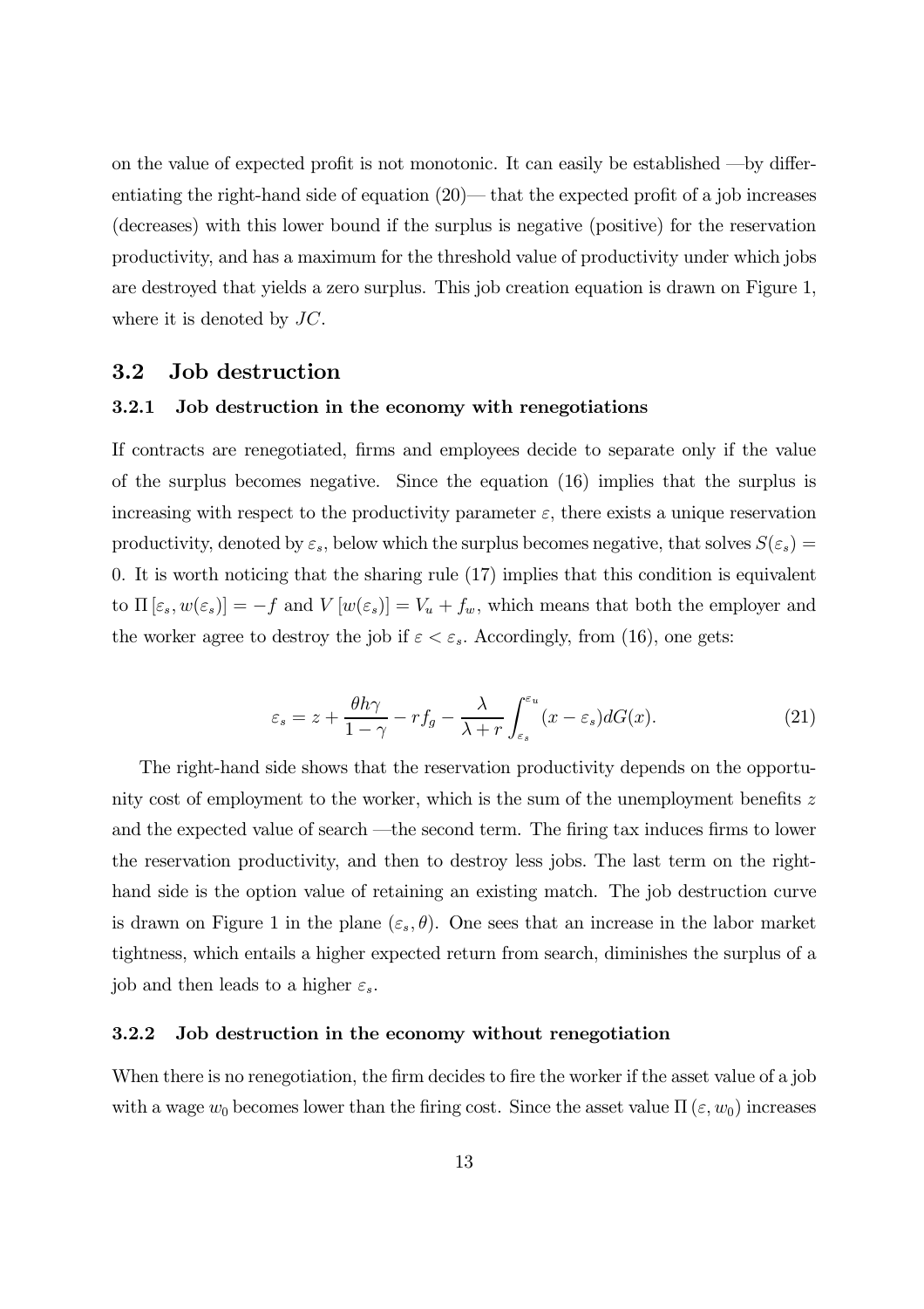on the value of expected profit is not monotonic. It can easily be established —by differentiating the right-hand side of equation (20)— that the expected profit of a job increases (decreases) with this lower bound if the surplus is negative (positive) for the reservation productivity, and has a maximum for the threshold value of productivity under which jobs are destroyed that yields a zero surplus. This job creation equation is drawn on Figure 1, where it is denoted by $JC$.

## 3.2 Job destruction

### 3.2.1 Job destruction in the economy with renegotiations

If contracts are renegotiated, firms and employees decide to separate only if the value of the surplus becomes negative. Since the equation (16) implies that the surplus is increasing with respect to the productivity parameter $\varepsilon$, there exists a unique reservation productivity, denoted by $\varepsilon_s$, below which the surplus becomes negative, that solves $S(\varepsilon_s) = 0$. It is worth noticing that the sharing rule (17) implies that this condition is equivalent to $\Pi[\varepsilon_s, w(\varepsilon_s)] = -f$ and $V[w(\varepsilon_s)] = V_u + f_w$, which means that both the employer and the worker agree to destroy the job if $\varepsilon < \varepsilon_s$. Accordingly, from (16), one gets:

$$\varepsilon_s = z + \frac{\theta h \gamma}{1-\gamma} - rf_g - \frac{\lambda}{\lambda + r}\int_{\varepsilon_s}^{\varepsilon_u} (x - \varepsilon_s) dG(x). \tag{21}$$

The right-hand side shows that the reservation productivity depends on the opportunity cost of employment to the worker, which is the sum of the unemployment benefits $z$ and the expected value of search —the second term. The firing tax induces firms to lower the reservation productivity, and then to destroy less jobs. The last term on the right-hand side is the option value of retaining an existing match. The job destruction curve is drawn on Figure 1 in the plane $(\varepsilon_s, \theta)$. One sees that an increase in the labor market tightness, which entails a higher expected return from search, diminishes the surplus of a job and then leads to a higher $\varepsilon_s$.

### 3.2.2 Job destruction in the economy without renegotiation

When there is no renegotiation, the firm decides to fire the worker if the asset value of a job with a wage $w_0$ becomes lower than the firing cost. Since the asset value $\Pi(\varepsilon, w_0)$ increases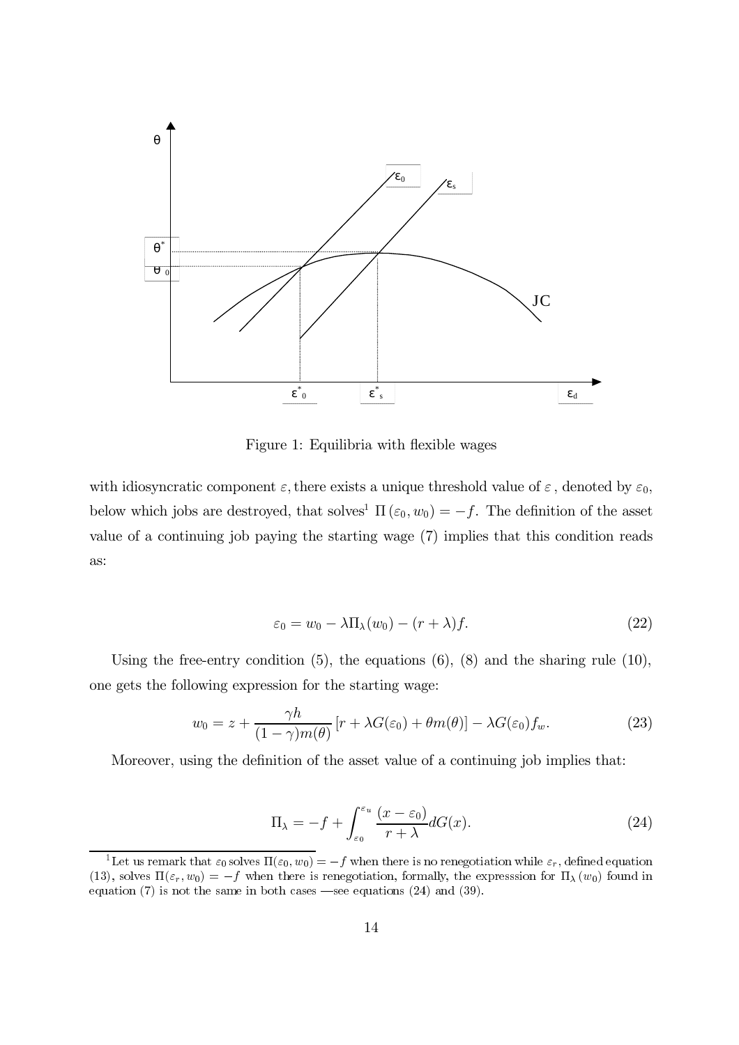Figure 1: Equilibria with flexible wages

with idiosyncratic component $\varepsilon$, there exists a unique threshold value of $\varepsilon$, denoted by $\varepsilon_0$, below which jobs are destroyed, that solves[1] $\Pi(\varepsilon_0, w_0) = -f$. The definition of the asset value of a continuing job paying the starting wage (7) implies that this condition reads as:

$$\varepsilon_0 = w_0 - \lambda \Pi_\lambda(w_0) - (r + \lambda) f. \tag{22}$$

Using the free-entry condition (5), the equations (6), (8) and the sharing rule (10), one gets the following expression for the starting wage:

$$w_0 = z + \frac{\gamma h}{(1-\gamma) m(\theta)} \left[ r + \lambda G(\varepsilon_0) + \theta m(\theta) \right] - \lambda G(\varepsilon_0) f_w. \tag{23}$$

Moreover, using the definition of the asset value of a continuing job implies that:

$$\Pi_\lambda = -f + \int_{\varepsilon_0}^{\varepsilon_u} \frac{(x - \varepsilon_0)}{r + \lambda} dG(x). \tag{24}$$

[1] Let us remark that $\varepsilon_0$ solves $\Pi(\varepsilon_0, w_0) = -f$ when there is no renegotiation while $\varepsilon_r$, defined equation (13), solves $\Pi(\varepsilon_r, w_0) = -f$ when there is renegotiation, formally, the expresssion for $\Pi_\lambda(w_0)$ found in equation (7) is not the same in both cases —see equations (24) and (39).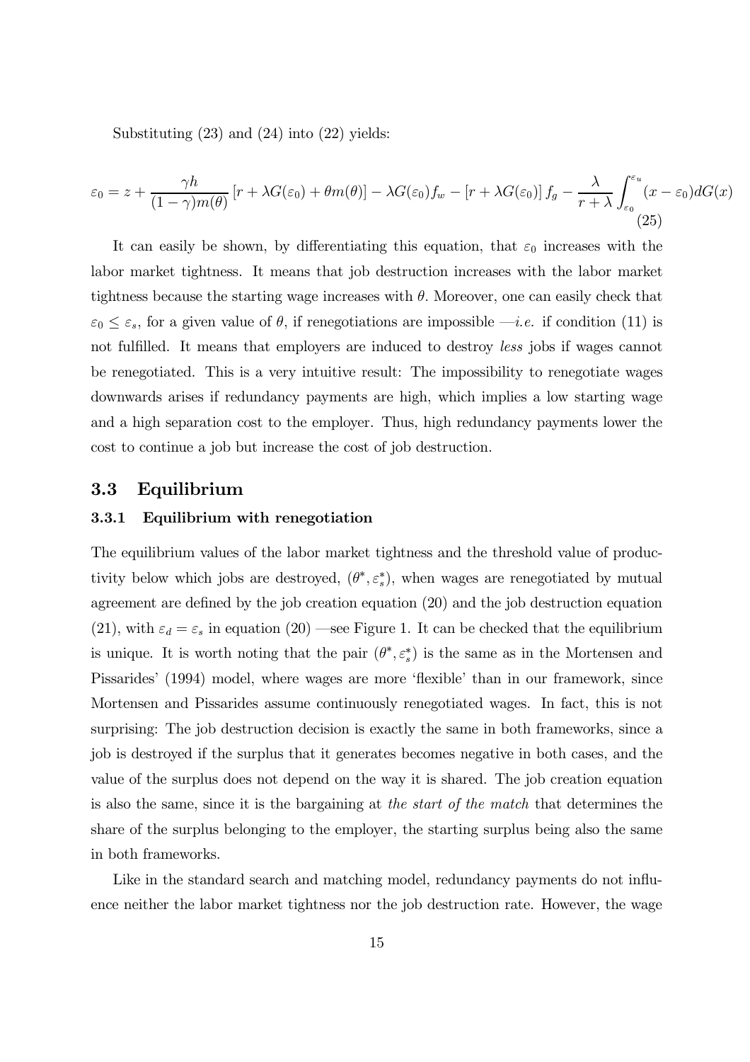Substituting (23) and (24) into (22) yields:

$$\varepsilon_0 = z + \frac{\gamma h}{(1-\gamma)m(\theta)}\left[r + \lambda G(\varepsilon_0) + \theta m(\theta)\right] - \lambda G(\varepsilon_0) f_w - \left[r + \lambda G(\varepsilon_0)\right] f_g - \frac{\lambda}{r+\lambda}\int_{\varepsilon_0}^{\varepsilon_u}(x - \varepsilon_0)dG(x) \tag{25}$$

It can easily be shown, by differentiating this equation, that $\varepsilon_0$ increases with the labor market tightness. It means that job destruction increases with the labor market tightness because the starting wage increases with $\theta$. Moreover, one can easily check that $\varepsilon_0 \leq \varepsilon_s$, for a given value of $\theta$, if renegotiations are impossible —*i.e.* if condition (11) is not fulfilled. It means that employers are induced to destroy *less* jobs if wages cannot be renegotiated. This is a very intuitive result: The impossibility to renegotiate wages downwards arises if redundancy payments are high, which implies a low starting wage and a high separation cost to the employer. Thus, high redundancy payments lower the cost to continue a job but increase the cost of job destruction.

## 3.3 Equilibrium

### 3.3.1 Equilibrium with renegotiation

The equilibrium values of the labor market tightness and the threshold value of productivity below which jobs are destroyed, $(\theta^*, \varepsilon_s^*)$, when wages are renegotiated by mutual agreement are defined by the job creation equation (20) and the job destruction equation (21), with $\varepsilon_d = \varepsilon_s$ in equation (20) —see Figure 1. It can be checked that the equilibrium is unique. It is worth noting that the pair $(\theta^*, \varepsilon_s^*)$ is the same as in the Mortensen and Pissarides' (1994) model, where wages are more 'flexible' than in our framework, since Mortensen and Pissarides assume continuously renegotiated wages. In fact, this is not surprising: The job destruction decision is exactly the same in both frameworks, since a job is destroyed if the surplus that it generates becomes negative in both cases, and the value of the surplus does not depend on the way it is shared. The job creation equation is also the same, since it is the bargaining at *the start of the match* that determines the share of the surplus belonging to the employer, the starting surplus being also the same in both frameworks.

Like in the standard search and matching model, redundancy payments do not influence neither the labor market tightness nor the job destruction rate. However, the wage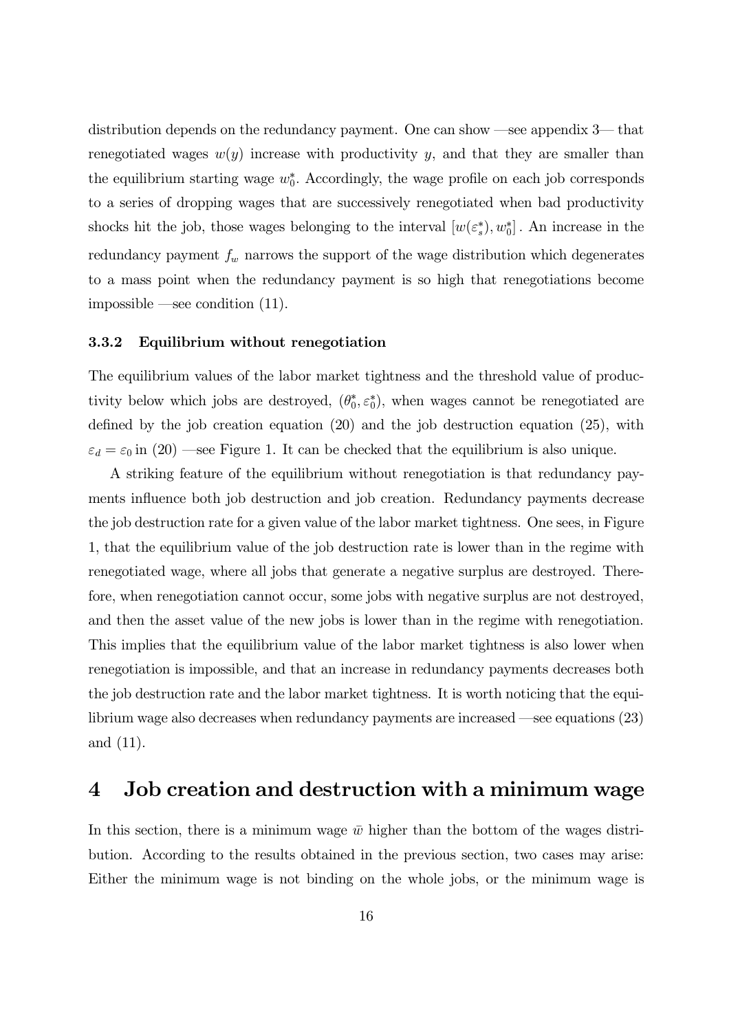distribution depends on the redundancy payment. One can show —see appendix 3— that renegotiated wages $w(y)$ increase with productivity $y$, and that they are smaller than the equilibrium starting wage $w_0^*$. Accordingly, the wage profile on each job corresponds to a series of dropping wages that are successively renegotiated when bad productivity shocks hit the job, those wages belonging to the interval $[w(\varepsilon_s^*), w_0^*]$. An increase in the redundancy payment $f_w$ narrows the support of the wage distribution which degenerates to a mass point when the redundancy payment is so high that renegotiations become impossible —see condition (11).

### 3.3.2 Equilibrium without renegotiation

The equilibrium values of the labor market tightness and the threshold value of productivity below which jobs are destroyed, $(\theta_0^*, \varepsilon_0^*)$, when wages cannot be renegotiated are defined by the job creation equation (20) and the job destruction equation (25), with $\varepsilon_d = \varepsilon_0$ in (20) —see Figure 1. It can be checked that the equilibrium is also unique.

A striking feature of the equilibrium without renegotiation is that redundancy payments influence both job destruction and job creation. Redundancy payments decrease the job destruction rate for a given value of the labor market tightness. One sees, in Figure 1, that the equilibrium value of the job destruction rate is lower than in the regime with renegotiated wage, where all jobs that generate a negative surplus are destroyed. Therefore, when renegotiation cannot occur, some jobs with negative surplus are not destroyed, and then the asset value of the new jobs is lower than in the regime with renegotiation. This implies that the equilibrium value of the labor market tightness is also lower when renegotiation is impossible, and that an increase in redundancy payments decreases both the job destruction rate and the labor market tightness. It is worth noticing that the equilibrium wage also decreases when redundancy payments are increased —see equations (23) and (11).

# 4 Job creation and destruction with a minimum wage

In this section, there is a minimum wage $\bar{w}$ higher than the bottom of the wages distribution. According to the results obtained in the previous section, two cases may arise: Either the minimum wage is not binding on the whole jobs, or the minimum wage is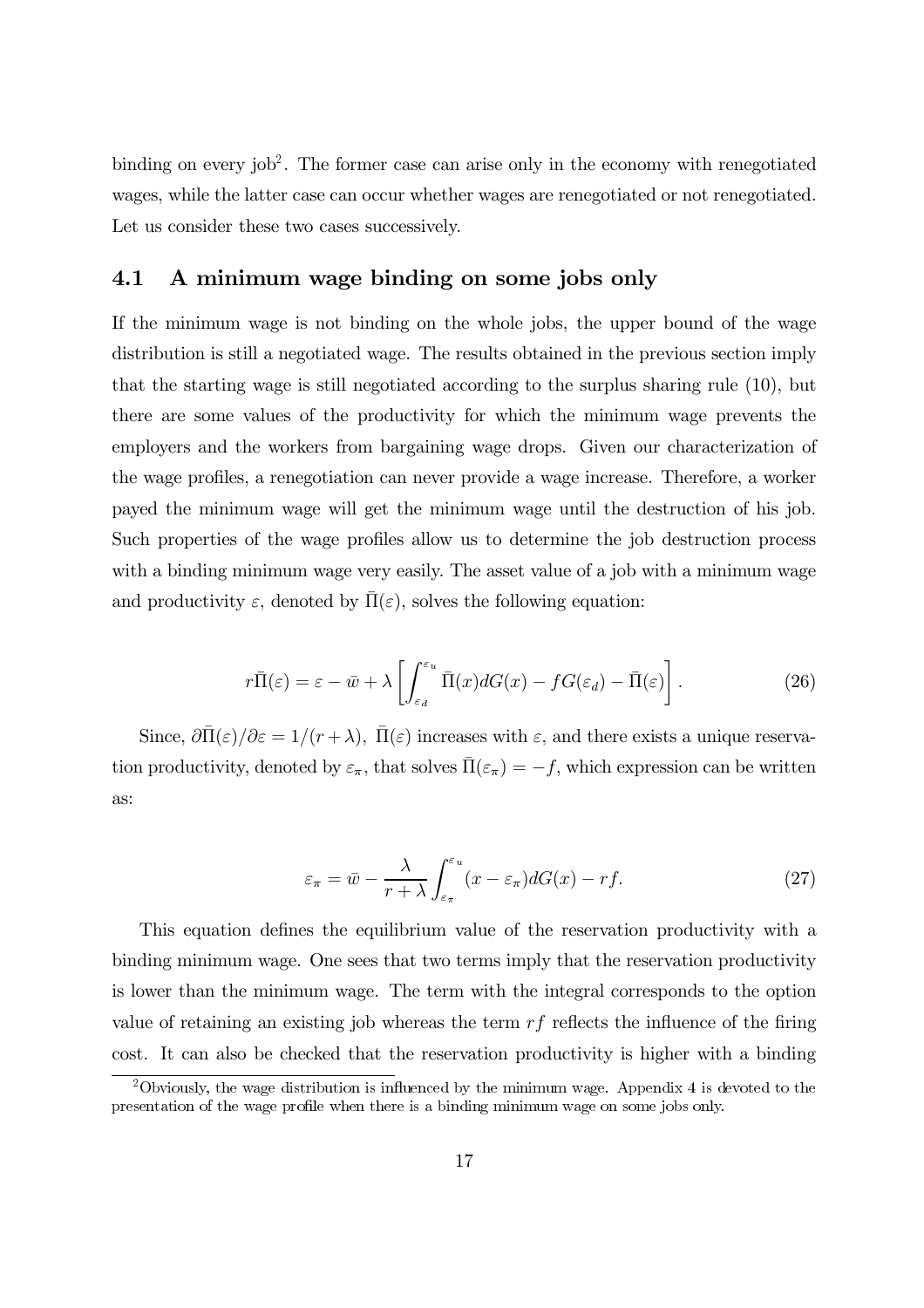binding on every job[2]. The former case can arise only in the economy with renegotiated wages, while the latter case can occur whether wages are renegotiated or not renegotiated. Let us consider these two cases successively.

## 4.1 A minimum wage binding on some jobs only

If the minimum wage is not binding on the whole jobs, the upper bound of the wage distribution is still a negotiated wage. The results obtained in the previous section imply that the starting wage is still negotiated according to the surplus sharing rule (10), but there are some values of the productivity for which the minimum wage prevents the employers and the workers from bargaining wage drops. Given our characterization of the wage profiles, a renegotiation can never provide a wage increase. Therefore, a worker payed the minimum wage will get the minimum wage until the destruction of his job. Such properties of the wage profiles allow us to determine the job destruction process with a binding minimum wage very easily. The asset value of a job with a minimum wage and productivity $\varepsilon$, denoted by $\bar{\Pi}(\varepsilon)$, solves the following equation:

$$r\bar{\Pi}(\varepsilon) = \varepsilon - \bar{w} + \lambda \left[ \int_{\varepsilon_d}^{\varepsilon_u} \bar{\Pi}(x) dG(x) - fG(\varepsilon_d) - \bar{\Pi}(\varepsilon) \right]. \tag{26}$$

Since, $\partial \bar{\Pi}(\varepsilon)/\partial \varepsilon = 1/(r+\lambda)$, $\bar{\Pi}(\varepsilon)$ increases with $\varepsilon$, and there exists a unique reservation productivity, denoted by $\varepsilon_\pi$, that solves $\bar{\Pi}(\varepsilon_\pi) = -f$, which expression can be written as:

$$\varepsilon_\pi = \bar{w} - \frac{\lambda}{r+\lambda} \int_{\varepsilon_\pi}^{\varepsilon_u} (x - \varepsilon_\pi) dG(x) - rf. \tag{27}$$

This equation defines the equilibrium value of the reservation productivity with a binding minimum wage. One sees that two terms imply that the reservation productivity is lower than the minimum wage. The term with the integral corresponds to the option value of retaining an existing job whereas the term $rf$ reflects the influence of the firing cost. It can also be checked that the reservation productivity is higher with a binding

[2] Obviously, the wage distribution is influenced by the minimum wage. Appendix 4 is devoted to the presentation of the wage profile when there is a binding minimum wage on some jobs only.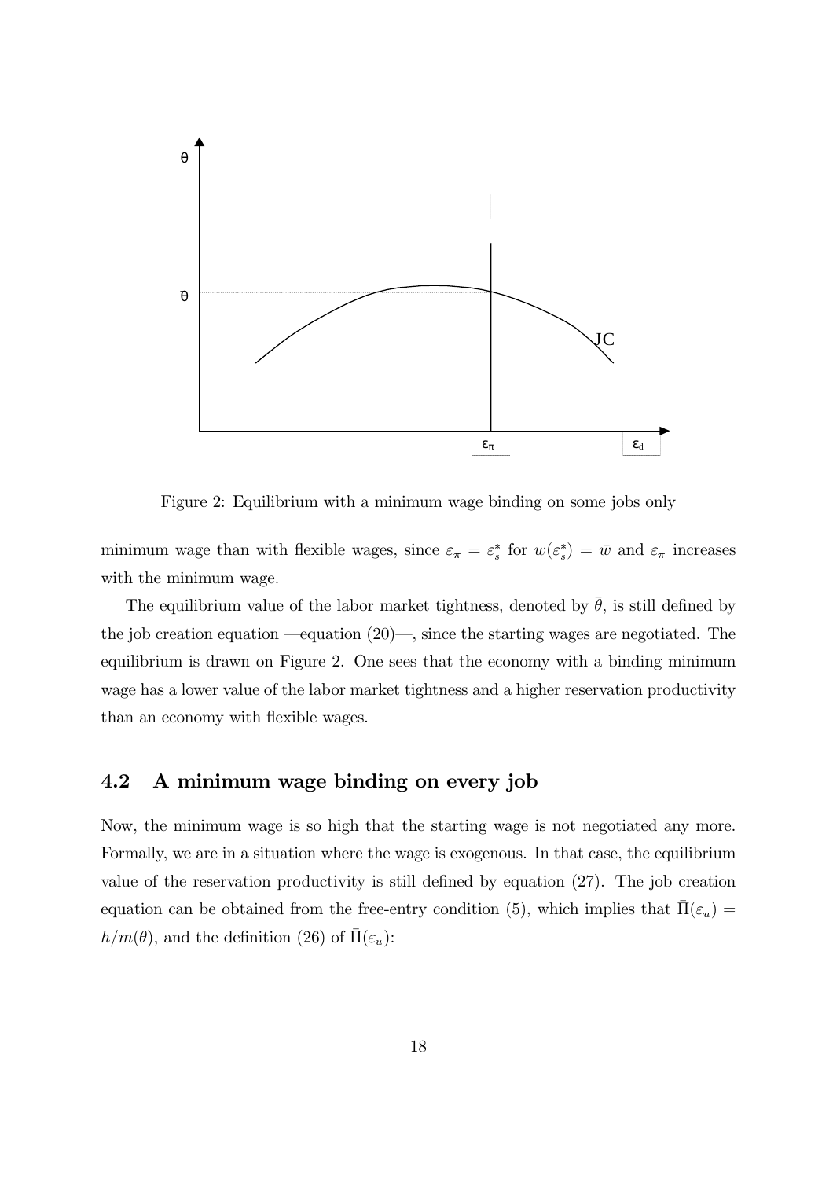Figure 2: Equilibrium with a minimum wage binding on some jobs only

minimum wage than with flexible wages, since $\varepsilon_\pi = \varepsilon_s^*$ for $w(\varepsilon_s^*) = \bar{w}$ and $\varepsilon_\pi$ increases with the minimum wage.

The equilibrium value of the labor market tightness, denoted by $\bar{\theta}$, is still defined by the job creation equation —equation (20)—, since the starting wages are negotiated. The equilibrium is drawn on Figure 2. One sees that the economy with a binding minimum wage has a lower value of the labor market tightness and a higher reservation productivity than an economy with flexible wages.

## 4.2 A minimum wage binding on every job

Now, the minimum wage is so high that the starting wage is not negotiated any more. Formally, we are in a situation where the wage is exogenous. In that case, the equilibrium value of the reservation productivity is still defined by equation (27). The job creation equation can be obtained from the free-entry condition (5), which implies that $\bar{\Pi}(\varepsilon_u) = h/m(\theta)$, and the definition (26) of $\bar{\Pi}(\varepsilon_u)$: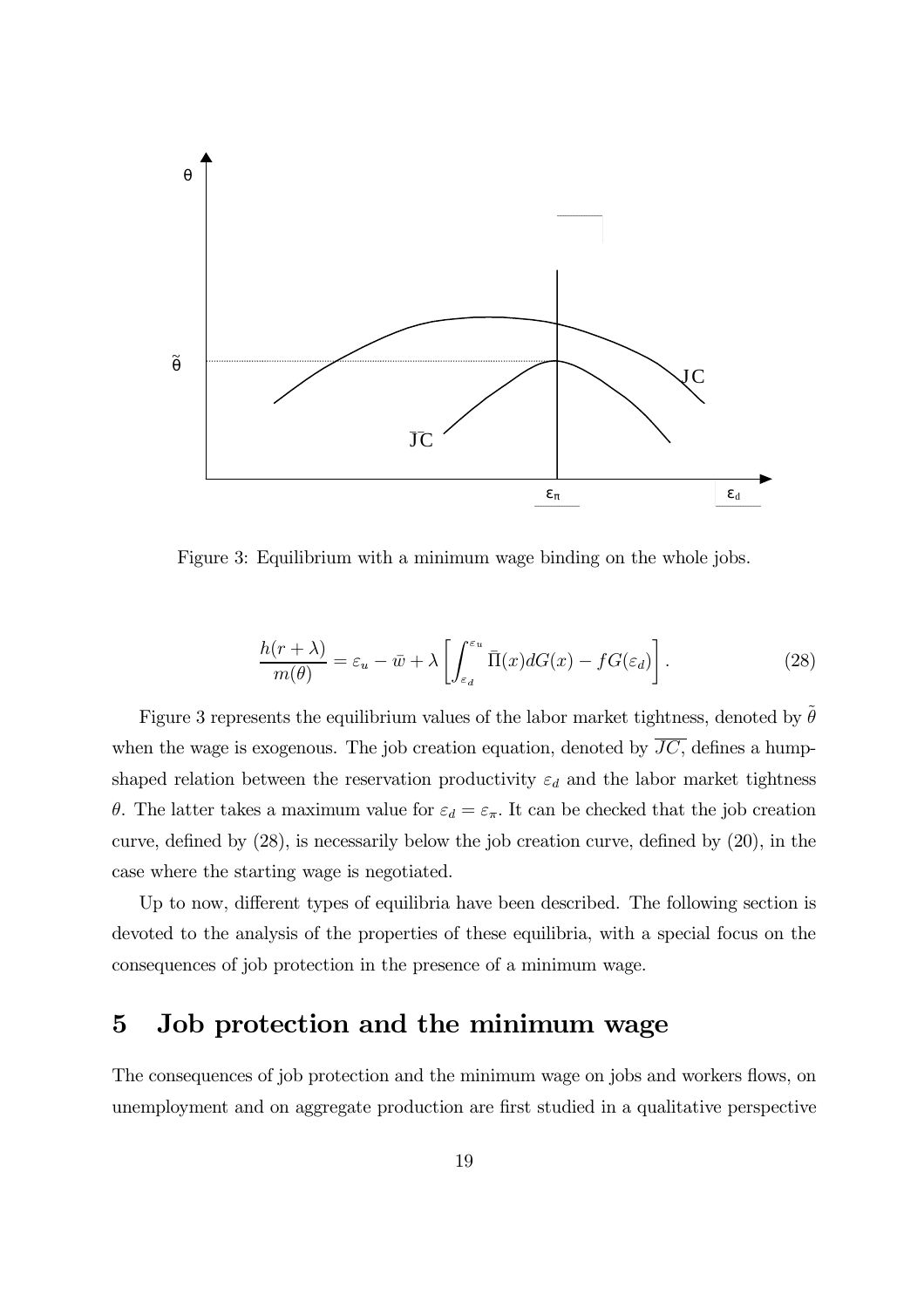Figure 3: Equilibrium with a minimum wage binding on the whole jobs.

$$\frac{h(r+\lambda)}{m(\theta)} = \varepsilon_u - \bar{w} + \lambda \left[ \int_{\varepsilon_d}^{\varepsilon_u} \bar{\Pi}(x) dG(x) - fG(\varepsilon_d) \right]. \tag{28}$$

Figure 3 represents the equilibrium values of the labor market tightness, denoted by $\tilde{\theta}$ when the wage is exogenous. The job creation equation, denoted by $\overline{JC}$, defines a hump-shaped relation between the reservation productivity $\varepsilon_d$ and the labor market tightness $\theta$. The latter takes a maximum value for $\varepsilon_d = \varepsilon_\pi$. It can be checked that the job creation curve, defined by (28), is necessarily below the job creation curve, defined by (20), in the case where the starting wage is negotiated.

Up to now, different types of equilibria have been described. The following section is devoted to the analysis of the properties of these equilibria, with a special focus on the consequences of job protection in the presence of a minimum wage.

# 5 Job protection and the minimum wage

The consequences of job protection and the minimum wage on jobs and workers flows, on unemployment and on aggregate production are first studied in a qualitative perspective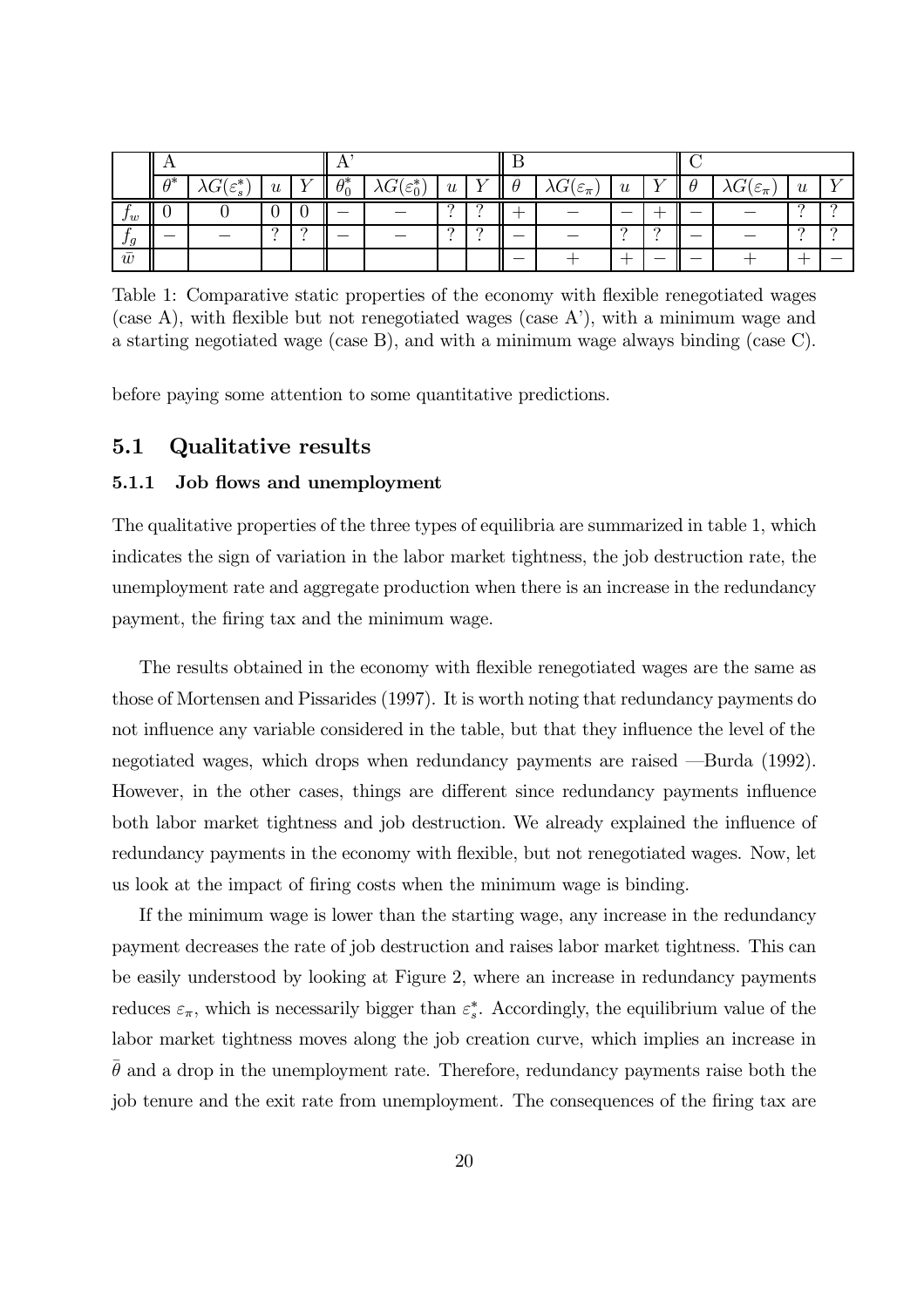| | A | | | | A' | | | | B | | | | C | | | |
|---|---|---|---|---|---|---|---|---|---|---|---|---|---|---|---|---|
| | $\theta^*$ | $\lambda G(\varepsilon_s^*)$ | $u$ | $Y$ | $\theta_0^*$ | $\lambda G(\varepsilon_0^*)$ | $u$ | $Y$ | $\theta$ | $\lambda G(\varepsilon_\pi)$ | $u$ | $Y$ | $\theta$ | $\lambda G(\varepsilon_\pi)$ | $u$ | $Y$ |
| $f_w$ | 0 | 0 | 0 | 0 | $-$ | $-$ | ? | ? | $+$ | $-$ | $-$ | $+$ | $-$ | $-$ | ? | ? |
| $f_g$ | $-$ | $-$ | ? | ? | $-$ | $-$ | ? | ? | $-$ | $-$ | ? | ? | $-$ | $-$ | ? | ? |
| $\bar{w}$ | | | | | | | | | $-$ | $+$ | $+$ | $-$ | $-$ | $+$ | $+$ | $-$ |

Table 1: Comparative static properties of the economy with flexible renegotiated wages (case A), with flexible but not renegotiated wages (case A'), with a minimum wage and a starting negotiated wage (case B), and with a minimum wage always binding (case C).

before paying some attention to some quantitative predictions.

## 5.1 Qualitative results

### 5.1.1 Job flows and unemployment

The qualitative properties of the three types of equilibria are summarized in table 1, which indicates the sign of variation in the labor market tightness, the job destruction rate, the unemployment rate and aggregate production when there is an increase in the redundancy payment, the firing tax and the minimum wage.

The results obtained in the economy with flexible renegotiated wages are the same as those of Mortensen and Pissarides (1997). It is worth noting that redundancy payments do not influence any variable considered in the table, but that they influence the level of the negotiated wages, which drops when redundancy payments are raised —Burda (1992). However, in the other cases, things are different since redundancy payments influence both labor market tightness and job destruction. We already explained the influence of redundancy payments in the economy with flexible, but not renegotiated wages. Now, let us look at the impact of firing costs when the minimum wage is binding.

If the minimum wage is lower than the starting wage, any increase in the redundancy payment decreases the rate of job destruction and raises labor market tightness. This can be easily understood by looking at Figure 2, where an increase in redundancy payments reduces $\varepsilon_\pi$, which is necessarily bigger than $\varepsilon_s^*$. Accordingly, the equilibrium value of the labor market tightness moves along the job creation curve, which implies an increase in $\bar{\theta}$ and a drop in the unemployment rate. Therefore, redundancy payments raise both the job tenure and the exit rate from unemployment. The consequences of the firing tax are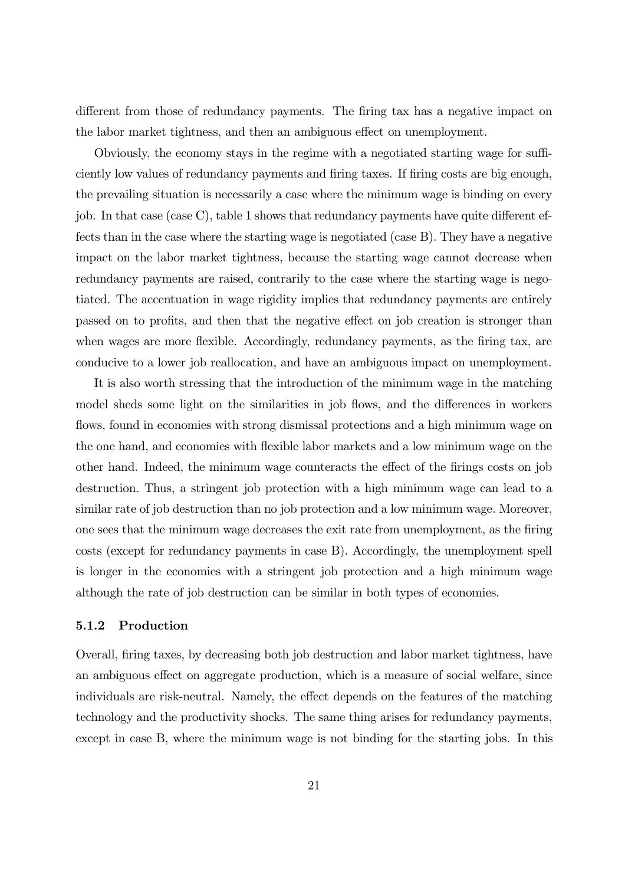different from those of redundancy payments. The firing tax has a negative impact on the labor market tightness, and then an ambiguous effect on unemployment.

Obviously, the economy stays in the regime with a negotiated starting wage for sufficiently low values of redundancy payments and firing taxes. If firing costs are big enough, the prevailing situation is necessarily a case where the minimum wage is binding on every job. In that case (case C), table 1 shows that redundancy payments have quite different effects than in the case where the starting wage is negotiated (case B). They have a negative impact on the labor market tightness, because the starting wage cannot decrease when redundancy payments are raised, contrarily to the case where the starting wage is negotiated. The accentuation in wage rigidity implies that redundancy payments are entirely passed on to profits, and then that the negative effect on job creation is stronger than when wages are more flexible. Accordingly, redundancy payments, as the firing tax, are conducive to a lower job reallocation, and have an ambiguous impact on unemployment.

It is also worth stressing that the introduction of the minimum wage in the matching model sheds some light on the similarities in job flows, and the differences in workers flows, found in economies with strong dismissal protections and a high minimum wage on the one hand, and economies with flexible labor markets and a low minimum wage on the other hand. Indeed, the minimum wage counteracts the effect of the firings costs on job destruction. Thus, a stringent job protection with a high minimum wage can lead to a similar rate of job destruction than no job protection and a low minimum wage. Moreover, one sees that the minimum wage decreases the exit rate from unemployment, as the firing costs (except for redundancy payments in case B). Accordingly, the unemployment spell is longer in the economies with a stringent job protection and a high minimum wage although the rate of job destruction can be similar in both types of economies.

#### 5.1.2 Production

Overall, firing taxes, by decreasing both job destruction and labor market tightness, have an ambiguous effect on aggregate production, which is a measure of social welfare, since individuals are risk-neutral. Namely, the effect depends on the features of the matching technology and the productivity shocks. The same thing arises for redundancy payments, except in case B, where the minimum wage is not binding for the starting jobs. In this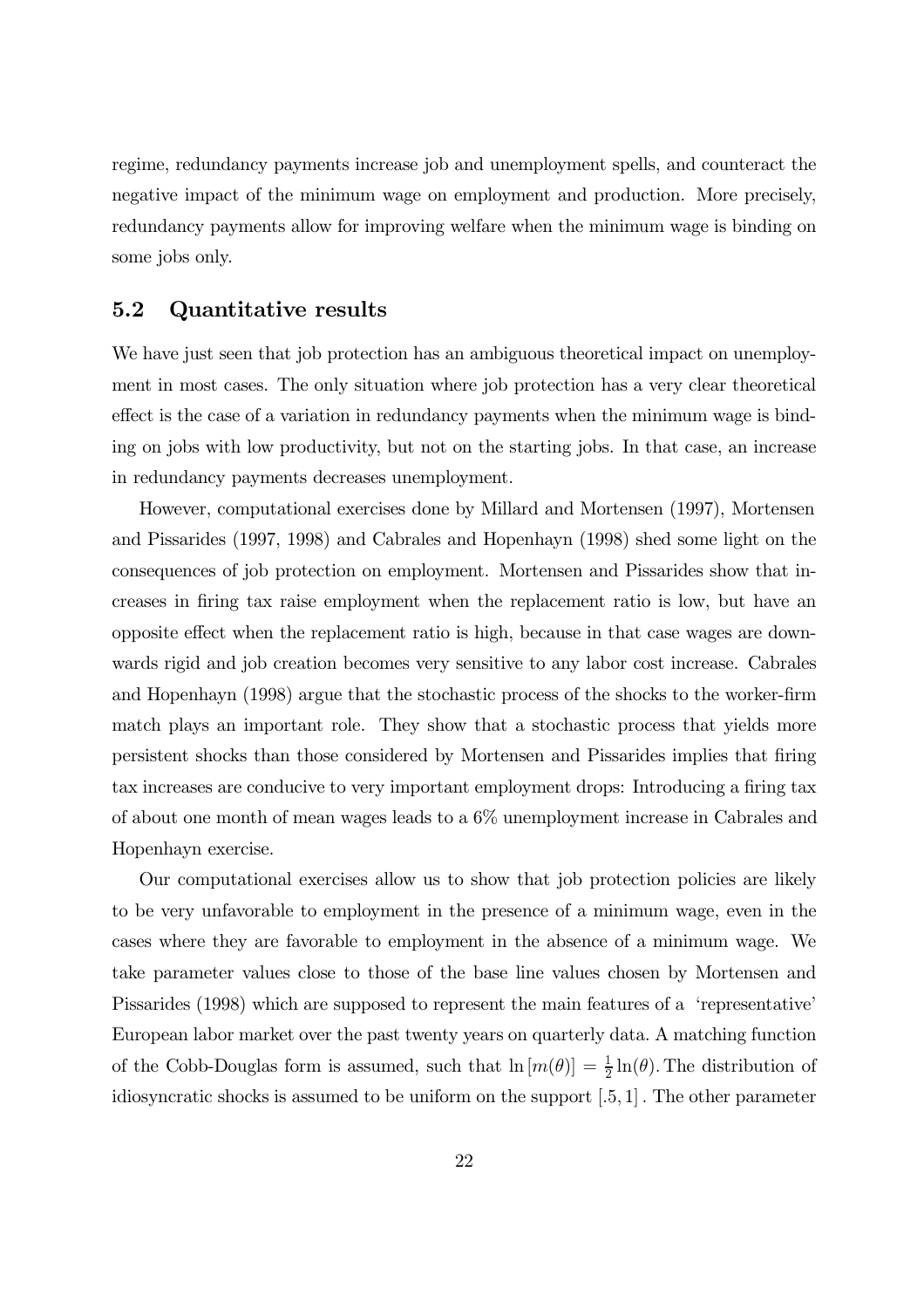regime, redundancy payments increase job and unemployment spells, and counteract the negative impact of the minimum wage on employment and production. More precisely, redundancy payments allow for improving welfare when the minimum wage is binding on some jobs only.

## 5.2 Quantitative results

We have just seen that job protection has an ambiguous theoretical impact on unemployment in most cases. The only situation where job protection has a very clear theoretical effect is the case of a variation in redundancy payments when the minimum wage is binding on jobs with low productivity, but not on the starting jobs. In that case, an increase in redundancy payments decreases unemployment.

However, computational exercises done by Millard and Mortensen (1997), Mortensen and Pissarides (1997, 1998) and Cabrales and Hopenhayn (1998) shed some light on the consequences of job protection on employment. Mortensen and Pissarides show that increases in firing tax raise employment when the replacement ratio is low, but have an opposite effect when the replacement ratio is high, because in that case wages are downwards rigid and job creation becomes very sensitive to any labor cost increase. Cabrales and Hopenhayn (1998) argue that the stochastic process of the shocks to the worker-firm match plays an important role. They show that a stochastic process that yields more persistent shocks than those considered by Mortensen and Pissarides implies that firing tax increases are conducive to very important employment drops: Introducing a firing tax of about one month of mean wages leads to a 6% unemployment increase in Cabrales and Hopenhayn exercise.

Our computational exercises allow us to show that job protection policies are likely to be very unfavorable to employment in the presence of a minimum wage, even in the cases where they are favorable to employment in the absence of a minimum wage. We take parameter values close to those of the base line values chosen by Mortensen and Pissarides (1998) which are supposed to represent the main features of a 'representative' European labor market over the past twenty years on quarterly data. A matching function of the Cobb-Douglas form is assumed, such that $\ln[m(\theta)] = \frac{1}{2}\ln(\theta)$. The distribution of idiosyncratic shocks is assumed to be uniform on the support $[.5, 1]$. The other parameter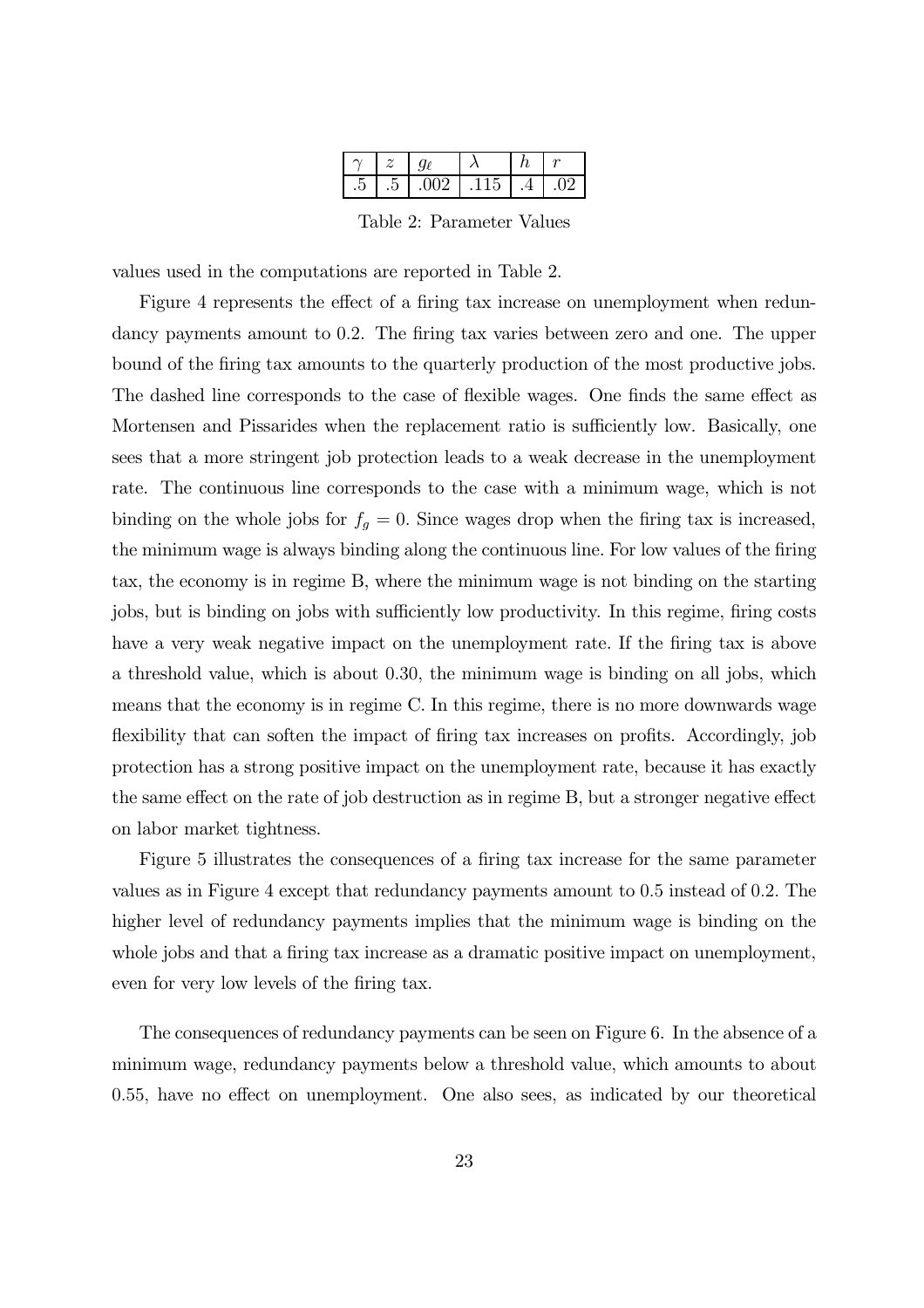| $\gamma$ | $z$ | $g_\ell$ | $\lambda$ | $h$ | $r$ |
|---|---|---|---|---|---|
| .5 | .5 | .002 | .115 | .4 | .02 |

Table 2: Parameter Values

values used in the computations are reported in Table 2.

Figure 4 represents the effect of a firing tax increase on unemployment when redundancy payments amount to 0.2. The firing tax varies between zero and one. The upper bound of the firing tax amounts to the quarterly production of the most productive jobs. The dashed line corresponds to the case of flexible wages. One finds the same effect as Mortensen and Pissarides when the replacement ratio is sufficiently low. Basically, one sees that a more stringent job protection leads to a weak decrease in the unemployment rate. The continuous line corresponds to the case with a minimum wage, which is not binding on the whole jobs for $f_g = 0$. Since wages drop when the firing tax is increased, the minimum wage is always binding along the continuous line. For low values of the firing tax, the economy is in regime B, where the minimum wage is not binding on the starting jobs, but is binding on jobs with sufficiently low productivity. In this regime, firing costs have a very weak negative impact on the unemployment rate. If the firing tax is above a threshold value, which is about 0.30, the minimum wage is binding on all jobs, which means that the economy is in regime C. In this regime, there is no more downwards wage flexibility that can soften the impact of firing tax increases on profits. Accordingly, job protection has a strong positive impact on the unemployment rate, because it has exactly the same effect on the rate of job destruction as in regime B, but a stronger negative effect on labor market tightness.

Figure 5 illustrates the consequences of a firing tax increase for the same parameter values as in Figure 4 except that redundancy payments amount to 0.5 instead of 0.2. The higher level of redundancy payments implies that the minimum wage is binding on the whole jobs and that a firing tax increase as a dramatic positive impact on unemployment, even for very low levels of the firing tax.

The consequences of redundancy payments can be seen on Figure 6. In the absence of a minimum wage, redundancy payments below a threshold value, which amounts to about 0.55, have no effect on unemployment. One also sees, as indicated by our theoretical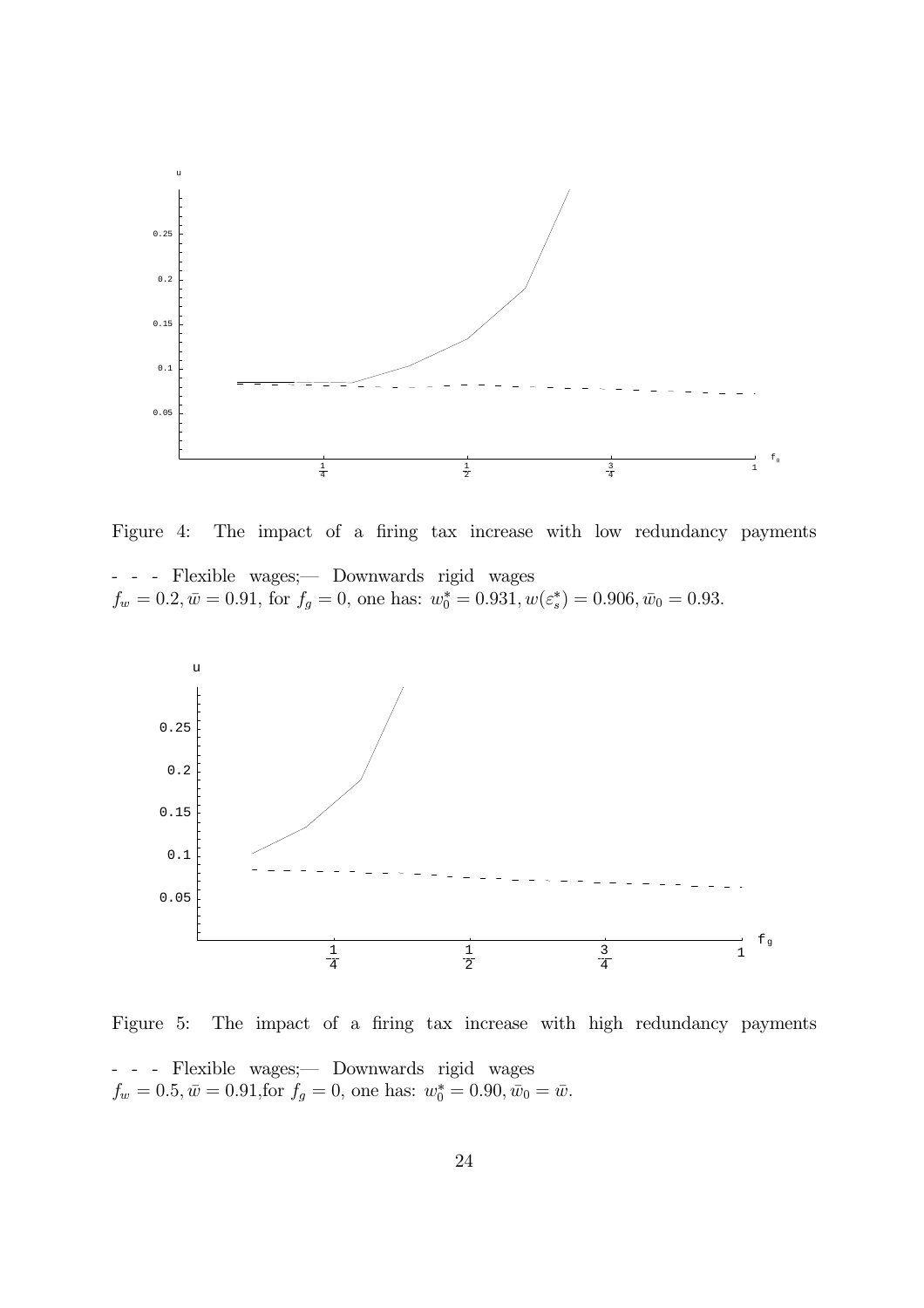Figure 4: The impact of a firing tax increase with low redundancy payments

- - - Flexible wages;— Downwards rigid wages
$f_w = 0.2, \bar{w} = 0.91$, for $f_g = 0$, one has: $w_0^* = 0.931, w(\varepsilon_s^*) = 0.906, \bar{w}_0 = 0.93$.

Figure 5: The impact of a firing tax increase with high redundancy payments

- - - Flexible wages;— Downwards rigid wages
$f_w = 0.5, \bar{w} = 0.91$,for $f_g = 0$, one has: $w_0^* = 0.90, \bar{w}_0 = \bar{w}$.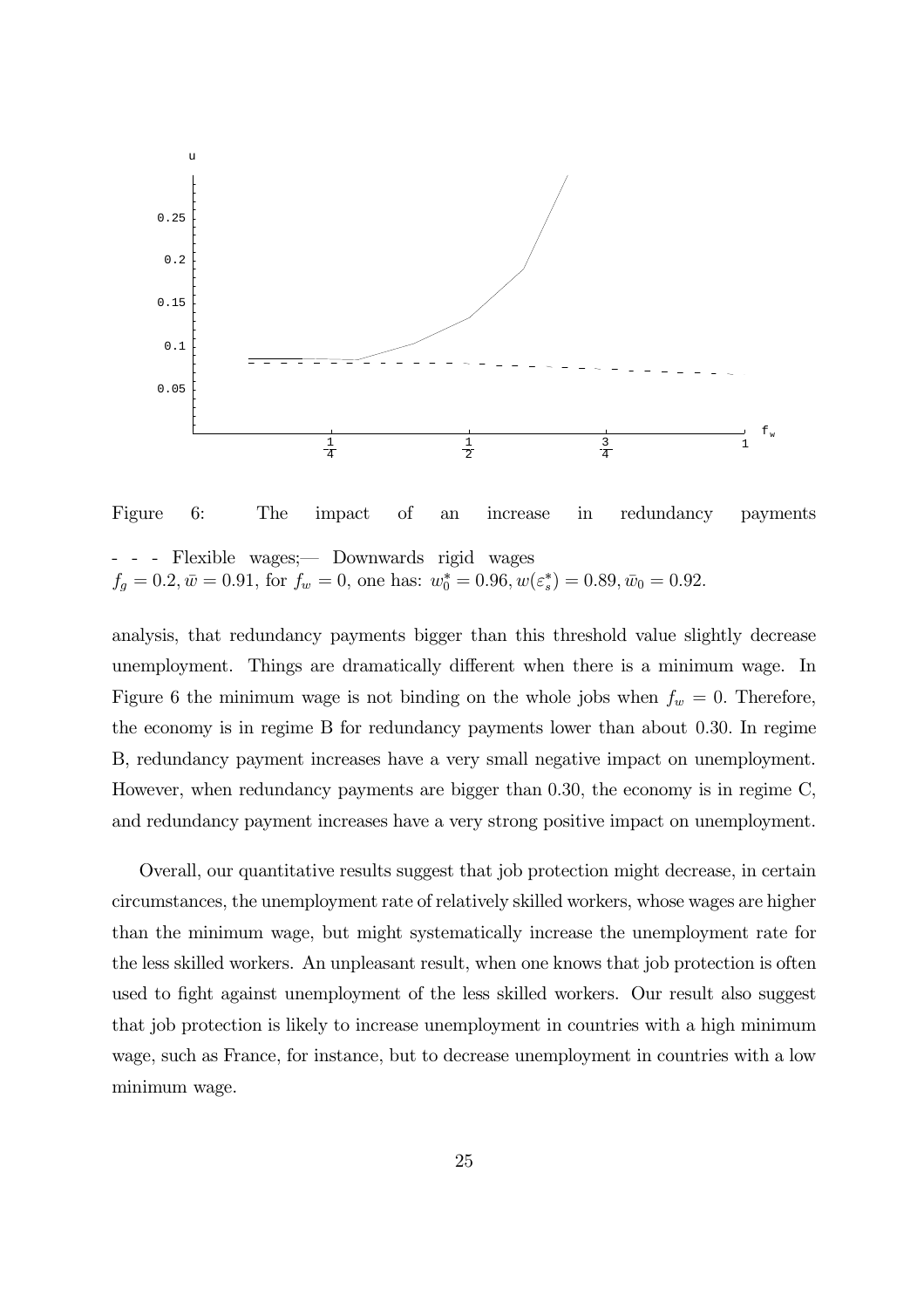Figure 6: The impact of an increase in redundancy payments

- - - Flexible wages;— Downwards rigid wages
$f_g = 0.2, \bar{w} = 0.91$, for $f_w = 0$, one has: $w_0^* = 0.96, w(\varepsilon_s^*) = 0.89, \bar{w}_0 = 0.92$.

analysis, that redundancy payments bigger than this threshold value slightly decrease unemployment. Things are dramatically different when there is a minimum wage. In Figure 6 the minimum wage is not binding on the whole jobs when $f_w = 0$. Therefore, the economy is in regime B for redundancy payments lower than about 0.30. In regime B, redundancy payment increases have a very small negative impact on unemployment. However, when redundancy payments are bigger than 0.30, the economy is in regime C, and redundancy payment increases have a very strong positive impact on unemployment.

Overall, our quantitative results suggest that job protection might decrease, in certain circumstances, the unemployment rate of relatively skilled workers, whose wages are higher than the minimum wage, but might systematically increase the unemployment rate for the less skilled workers. An unpleasant result, when one knows that job protection is often used to fight against unemployment of the less skilled workers. Our result also suggest that job protection is likely to increase unemployment in countries with a high minimum wage, such as France, for instance, but to decrease unemployment in countries with a low minimum wage.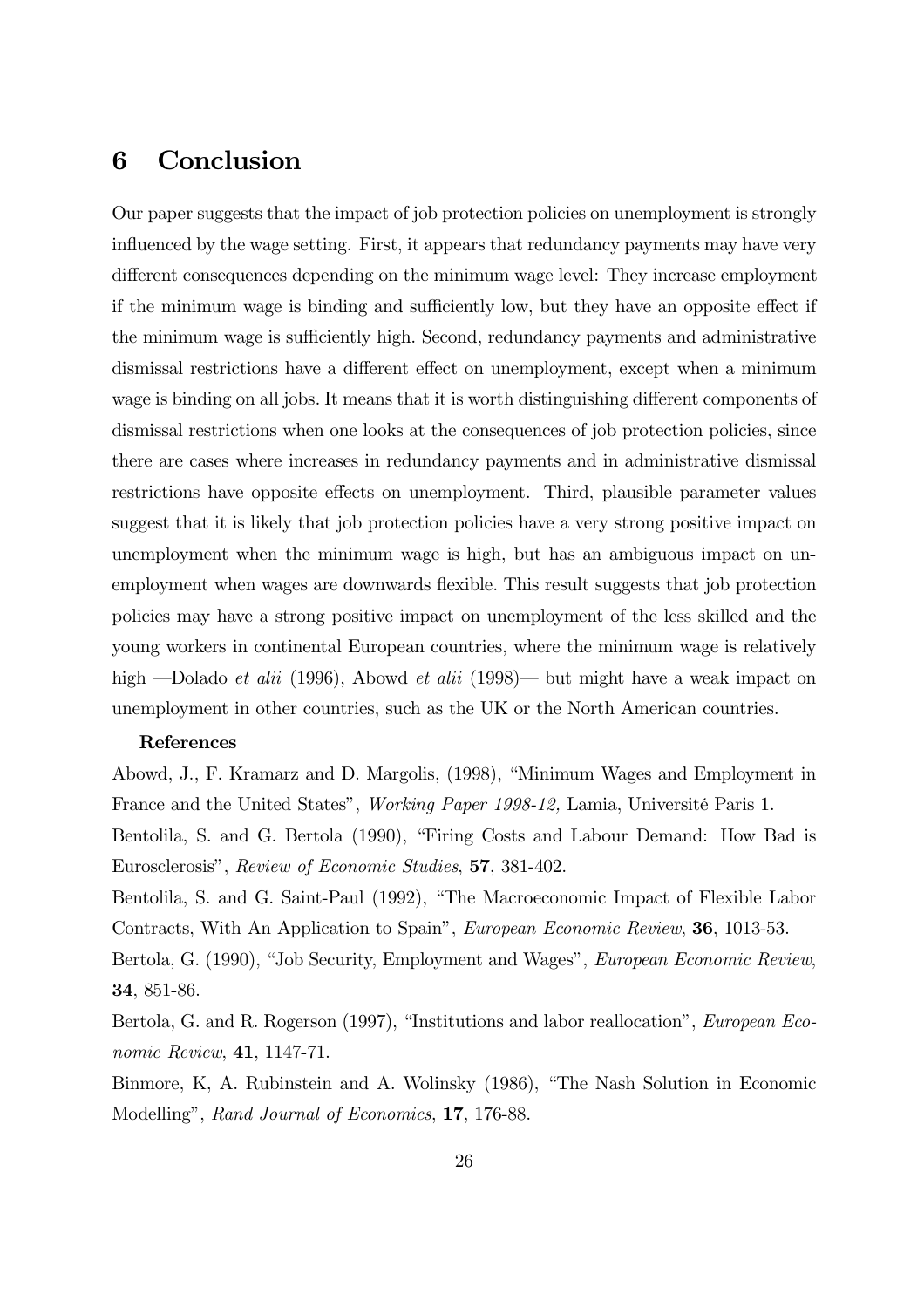# 6 Conclusion

Our paper suggests that the impact of job protection policies on unemployment is strongly influenced by the wage setting. First, it appears that redundancy payments may have very different consequences depending on the minimum wage level: They increase employment if the minimum wage is binding and sufficiently low, but they have an opposite effect if the minimum wage is sufficiently high. Second, redundancy payments and administrative dismissal restrictions have a different effect on unemployment, except when a minimum wage is binding on all jobs. It means that it is worth distinguishing different components of dismissal restrictions when one looks at the consequences of job protection policies, since there are cases where increases in redundancy payments and in administrative dismissal restrictions have opposite effects on unemployment. Third, plausible parameter values suggest that it is likely that job protection policies have a very strong positive impact on unemployment when the minimum wage is high, but has an ambiguous impact on unemployment when wages are downwards flexible. This result suggests that job protection policies may have a strong positive impact on unemployment of the less skilled and the young workers in continental European countries, where the minimum wage is relatively high —Dolado *et alii* (1996), Abowd *et alii* (1998)— but might have a weak impact on unemployment in other countries, such as the UK or the North American countries.

**References**

Abowd, J., F. Kramarz and D. Margolis, (1998), "Minimum Wages and Employment in France and the United States", *Working Paper 1998-12,* Lamia, Université Paris 1.

Bentolila, S. and G. Bertola (1990), "Firing Costs and Labour Demand: How Bad is Eurosclerosis", *Review of Economic Studies*, **57**, 381-402.

Bentolila, S. and G. Saint-Paul (1992), "The Macroeconomic Impact of Flexible Labor Contracts, With An Application to Spain", *European Economic Review*, **36**, 1013-53.

Bertola, G. (1990), "Job Security, Employment and Wages", *European Economic Review*, **34**, 851-86.

Bertola, G. and R. Rogerson (1997), "Institutions and labor reallocation", *European Economic Review*, **41**, 1147-71.

Binmore, K, A. Rubinstein and A. Wolinsky (1986), "The Nash Solution in Economic Modelling", *Rand Journal of Economics*, **17**, 176-88.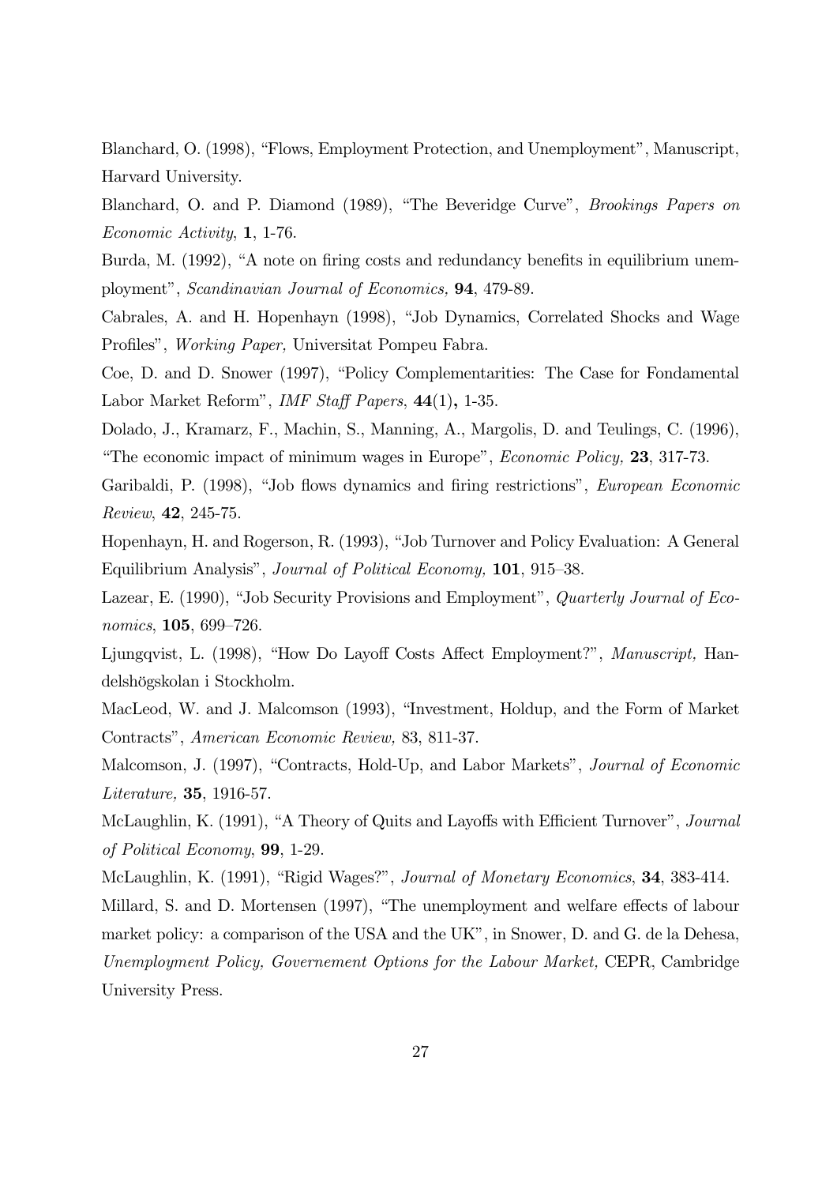Blanchard, O. (1998), "Flows, Employment Protection, and Unemployment", Manuscript, Harvard University.

Blanchard, O. and P. Diamond (1989), "The Beveridge Curve", *Brookings Papers on Economic Activity*, **1**, 1-76.

Burda, M. (1992), "A note on firing costs and redundancy benefits in equilibrium unemployment", *Scandinavian Journal of Economics,* **94**, 479-89.

Cabrales, A. and H. Hopenhayn (1998), "Job Dynamics, Correlated Shocks and Wage Profiles", *Working Paper,* Universitat Pompeu Fabra.

Coe, D. and D. Snower (1997), "Policy Complementarities: The Case for Fondamental Labor Market Reform", *IMF Staff Papers*, **44**(1)**,** 1-35.

Dolado, J., Kramarz, F., Machin, S., Manning, A., Margolis, D. and Teulings, C. (1996), "The economic impact of minimum wages in Europe", *Economic Policy,* **23**, 317-73.

Garibaldi, P. (1998), "Job flows dynamics and firing restrictions", *European Economic Review*, **42**, 245-75.

Hopenhayn, H. and Rogerson, R. (1993), "Job Turnover and Policy Evaluation: A General Equilibrium Analysis", *Journal of Political Economy,* **101**, 915–38.

Lazear, E. (1990), "Job Security Provisions and Employment", *Quarterly Journal of Economics*, **105**, 699–726.

Ljungqvist, L. (1998), "How Do Layoff Costs Affect Employment?", *Manuscript,* Handelshögskolan i Stockholm.

MacLeod, W. and J. Malcomson (1993), "Investment, Holdup, and the Form of Market Contracts", *American Economic Review,* 83, 811-37.

Malcomson, J. (1997), "Contracts, Hold-Up, and Labor Markets", *Journal of Economic Literature,* **35**, 1916-57.

McLaughlin, K. (1991), "A Theory of Quits and Layoffs with Efficient Turnover", *Journal of Political Economy*, **99**, 1-29.

McLaughlin, K. (1991), "Rigid Wages?", *Journal of Monetary Economics*, **34**, 383-414.

Millard, S. and D. Mortensen (1997), "The unemployment and welfare effects of labour market policy: a comparison of the USA and the UK", in Snower, D. and G. de la Dehesa, *Unemployment Policy, Governement Options for the Labour Market,* CEPR, Cambridge University Press.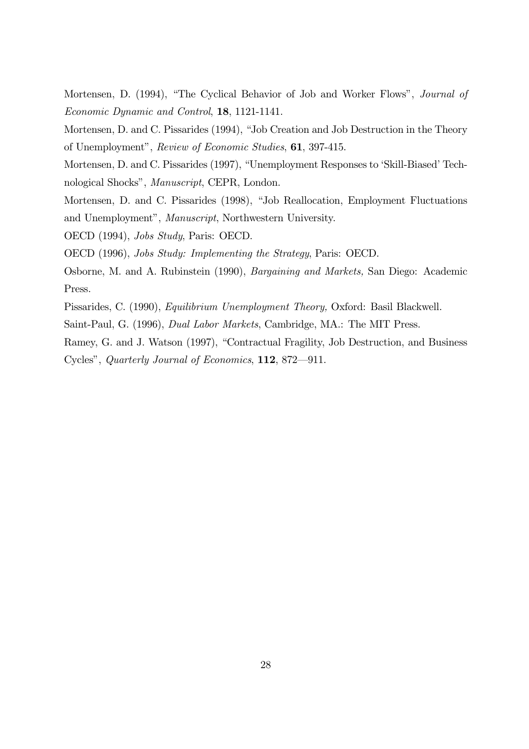Mortensen, D. (1994), "The Cyclical Behavior of Job and Worker Flows", *Journal of Economic Dynamic and Control*, **18**, 1121-1141.

Mortensen, D. and C. Pissarides (1994), "Job Creation and Job Destruction in the Theory of Unemployment", *Review of Economic Studies*, **61**, 397-415.

Mortensen, D. and C. Pissarides (1997), "Unemployment Responses to 'Skill-Biased' Technological Shocks", *Manuscript*, CEPR, London.

Mortensen, D. and C. Pissarides (1998), "Job Reallocation, Employment Fluctuations and Unemployment", *Manuscript*, Northwestern University.

OECD (1994), *Jobs Study*, Paris: OECD.

OECD (1996), *Jobs Study: Implementing the Strategy*, Paris: OECD.

Osborne, M. and A. Rubinstein (1990), *Bargaining and Markets,* San Diego: Academic Press.

Pissarides, C. (1990), *Equilibrium Unemployment Theory,* Oxford: Basil Blackwell.

Saint-Paul, G. (1996), *Dual Labor Markets*, Cambridge, MA.: The MIT Press.

Ramey, G. and J. Watson (1997), "Contractual Fragility, Job Destruction, and Business Cycles", *Quarterly Journal of Economics*, **112**, 872—911.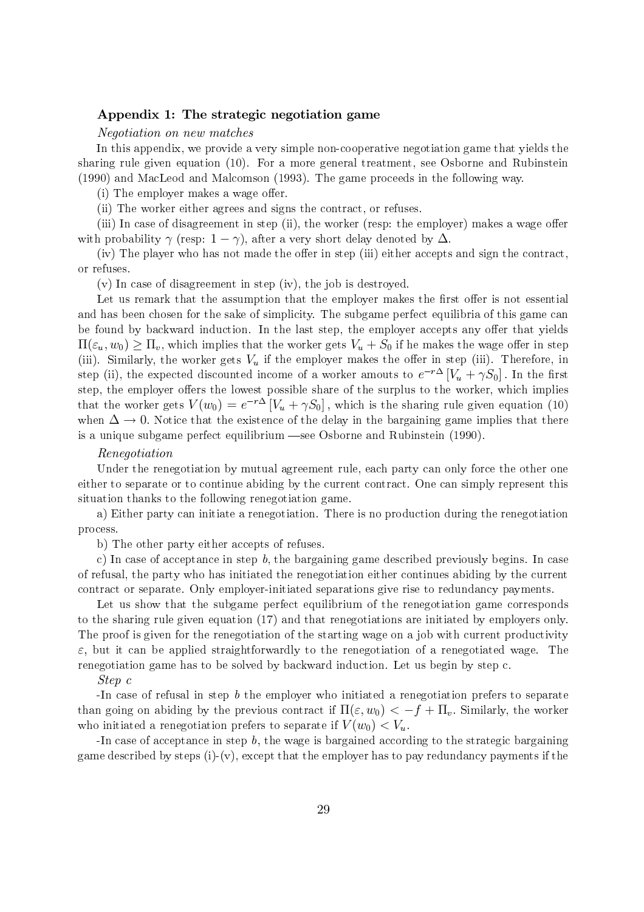### Appendix 1: The strategic negotiation game

*Negotiation on new matches*

In this appendix, we provide a very simple non-cooperative negotiation game that yields the sharing rule given equation (10). For a more general treatment, see Osborne and Rubinstein (1990) and MacLeod and Malcomson (1993). The game proceeds in the following way.

(i) The employer makes a wage offer.

(ii) The worker either agrees and signs the contract, or refuses.

(iii) In case of disagreement in step (ii), the worker (resp: the employer) makes a wage offer with probability $\gamma$ (resp: $1-\gamma$), after a very short delay denoted by $\Delta$.

(iv) The player who has not made the offer in step (iii) either accepts and sign the contract, or refuses.

(v) In case of disagreement in step (iv), the job is destroyed.

Let us remark that the assumption that the employer makes the first offer is not essential and has been chosen for the sake of simplicity. The subgame perfect equilibria of this game can be found by backward induction. In the last step, the employer accepts any offer that yields $\Pi(\varepsilon_u, w_0) \geq \Pi_v$, which implies that the worker gets $V_u + S_0$ if he makes the wage offer in step (iii). Similarly, the worker gets $V_u$ if the employer makes the offer in step (iii). Therefore, in step (ii), the expected discounted income of a worker amouts to $e^{-r\Delta}\left[V_u + \gamma S_0\right]$. In the first step, the employer offers the lowest possible share of the surplus to the worker, which implies that the worker gets $V(w_0) = e^{-r\Delta}\left[V_u + \gamma S_0\right]$, which is the sharing rule given equation (10) when $\Delta \to 0$. Notice that the existence of the delay in the bargaining game implies that there is a unique subgame perfect equilibrium —see Osborne and Rubinstein (1990).

*Renegotiation*

Under the renegotiation by mutual agreement rule, each party can only force the other one either to separate or to continue abiding by the current contract. One can simply represent this situation thanks to the following renegotiation game.

a) Either party can initiate a renegotiation. There is no production during the renegotiation process.

b) The other party either accepts of refuses.

c) In case of acceptance in step *b*, the bargaining game described previously begins. In case of refusal, the party who has initiated the renegotiation either continues abiding by the current contract or separate. Only employer-initiated separations give rise to redundancy payments.

Let us show that the subgame perfect equilibrium of the renegotiation game corresponds to the sharing rule given equation (17) and that renegotiations are initiated by employers only. The proof is given for the renegotiation of the starting wage on a job with current productivity $\varepsilon$, but it can be applied straightforwardly to the renegotiation of a renegotiated wage. The renegotiation game has to be solved by backward induction. Let us begin by step c.

*Step c*

-In case of refusal in step *b* the employer who initiated a renegotiation prefers to separate than going on abiding by the previous contract if $\Pi(\varepsilon, w_0) < -f + \Pi_v$. Similarly, the worker who initiated a renegotiation prefers to separate if $V(w_0) < V_u$.

-In case of acceptance in step *b*, the wage is bargained according to the strategic bargaining game described by steps (i)-(v), except that the employer has to pay redundancy payments if the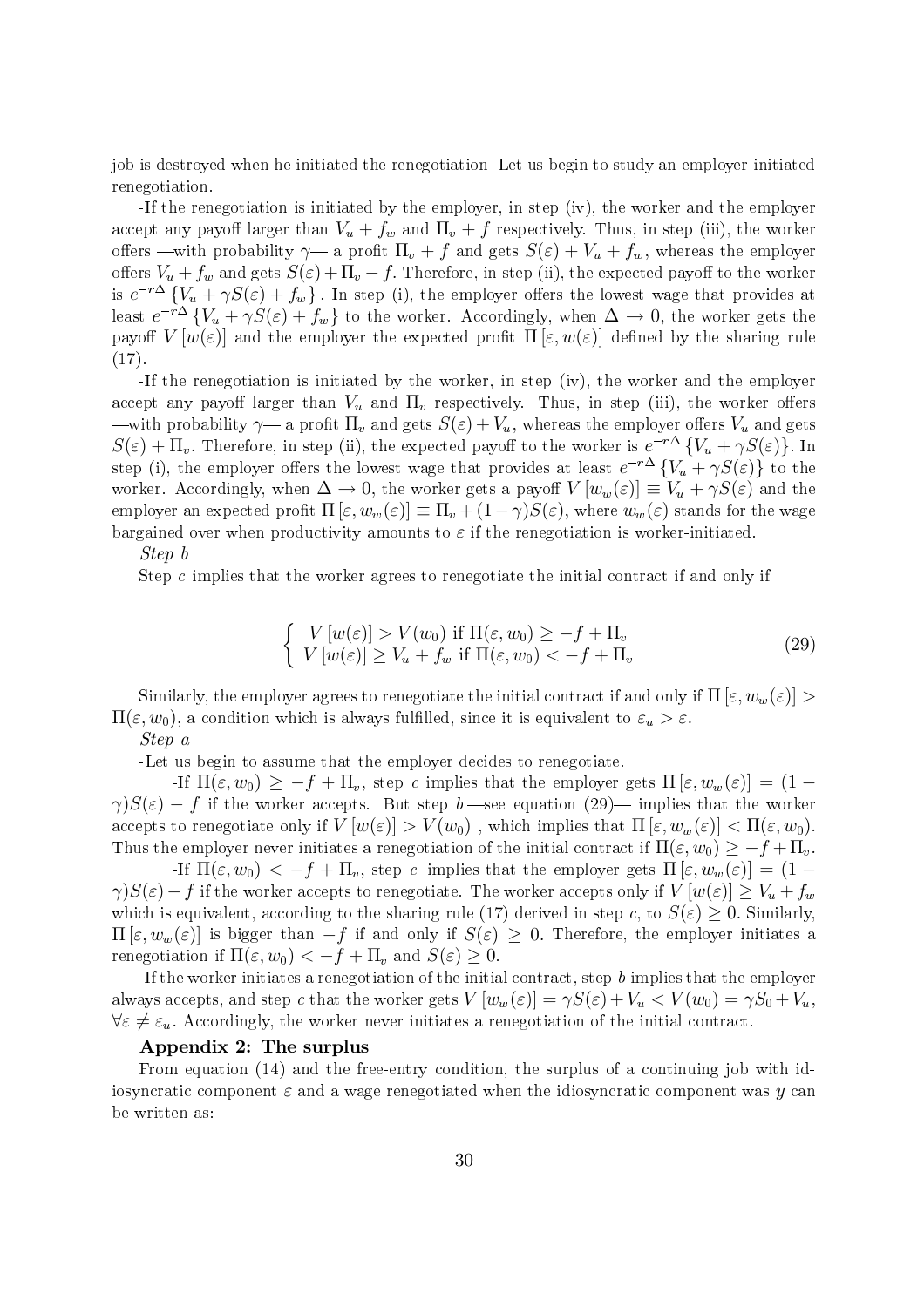job is destroyed when he initiated the renegotiation Let us begin to study an employer-initiated renegotiation.

-If the renegotiation is initiated by the employer, in step (iv), the worker and the employer accept any payoff larger than $V_u + f_w$ and $\Pi_v + f$ respectively. Thus, in step (iii), the worker offers —with probability $\gamma$— a profit $\Pi_v + f$ and gets $S(\varepsilon) + V_u + f_w$, whereas the employer offers $V_u + f_w$ and gets $S(\varepsilon) + \Pi_v - f$. Therefore, in step (ii), the expected payoff to the worker is $e^{-r\Delta}\{V_u + \gamma S(\varepsilon) + f_w\}$. In step (i), the employer offers the lowest wage that provides at least $e^{-r\Delta}\{V_u + \gamma S(\varepsilon) + f_w\}$ to the worker. Accordingly, when $\Delta \to 0$, the worker gets the payoff $V[w(\varepsilon)]$ and the employer the expected profit $\Pi[\varepsilon, w(\varepsilon)]$ defined by the sharing rule (17).

-If the renegotiation is initiated by the worker, in step (iv), the worker and the employer accept any payoff larger than $V_u$ and $\Pi_v$ respectively. Thus, in step (iii), the worker offers —with probability $\gamma$— a profit $\Pi_v$ and gets $S(\varepsilon) + V_u$, whereas the employer offers $V_u$ and gets $S(\varepsilon) + \Pi_v$. Therefore, in step (ii), the expected payoff to the worker is $e^{-r\Delta}\{V_u + \gamma S(\varepsilon)\}$. In step (i), the employer offers the lowest wage that provides at least $e^{-r\Delta}\{V_u + \gamma S(\varepsilon)\}$ to the worker. Accordingly, when $\Delta \to 0$, the worker gets a payoff $V[w_w(\varepsilon)] \equiv V_u + \gamma S(\varepsilon)$ and the employer an expected profit $\Pi[\varepsilon, w_w(\varepsilon)] \equiv \Pi_v + (1-\gamma)S(\varepsilon)$, where $w_w(\varepsilon)$ stands for the wage bargained over when productivity amounts to $\varepsilon$ if the renegotiation is worker-initiated.

*Step b*

Step c implies that the worker agrees to renegotiate the initial contract if and only if

$$\begin{cases} V[w(\varepsilon)] > V(w_0) \text{ if } \Pi(\varepsilon, w_0) \geq -f + \Pi_v \\ V[w(\varepsilon)] \geq V_u + f_w \text{ if } \Pi(\varepsilon, w_0) < -f + \Pi_v \end{cases} \tag{29}$$

Similarly, the employer agrees to renegotiate the initial contract if and only if $\Pi[\varepsilon, w_w(\varepsilon)] > \Pi(\varepsilon, w_0)$, a condition which is always fulfilled, since it is equivalent to $\varepsilon_u > \varepsilon$.

*Step a*

-Let us begin to assume that the employer decides to renegotiate.

-If $\Pi(\varepsilon, w_0) \geq -f + \Pi_v$, step c implies that the employer gets $\Pi[\varepsilon, w_w(\varepsilon)] = (1-\gamma)S(\varepsilon) - f$ if the worker accepts. But step b —see equation (29)— implies that the worker accepts to renegotiate only if $V[w(\varepsilon)] > V(w_0)$ , which implies that $\Pi[\varepsilon, w_w(\varepsilon)] < \Pi(\varepsilon, w_0)$. Thus the employer never initiates a renegotiation of the initial contract if $\Pi(\varepsilon, w_0) \geq -f + \Pi_v$.

-If $\Pi(\varepsilon, w_0) < -f + \Pi_v$, step c implies that the employer gets $\Pi[\varepsilon, w_w(\varepsilon)] = (1-\gamma)S(\varepsilon) - f$ if the worker accepts to renegotiate. The worker accepts only if $V[w(\varepsilon)] \geq V_u + f_w$ which is equivalent, according to the sharing rule (17) derived in step c, to $S(\varepsilon) \geq 0$. Similarly, $\Pi[\varepsilon, w_w(\varepsilon)]$ is bigger than $-f$ if and only if $S(\varepsilon) \geq 0$. Therefore, the employer initiates a renegotiation if $\Pi(\varepsilon, w_0) < -f + \Pi_v$ and $S(\varepsilon) \geq 0$.

-If the worker initiates a renegotiation of the initial contract, step b implies that the employer always accepts, and step c that the worker gets $V[w_w(\varepsilon)] = \gamma S(\varepsilon) + V_u < V(w_0) = \gamma S_0 + V_u$, $\forall \varepsilon \neq \varepsilon_u$. Accordingly, the worker never initiates a renegotiation of the initial contract.

## Appendix 2: The surplus

From equation (14) and the free-entry condition, the surplus of a continuing job with idiosyncratic component $\varepsilon$ and a wage renegotiated when the idiosyncratic component was $y$ can be written as: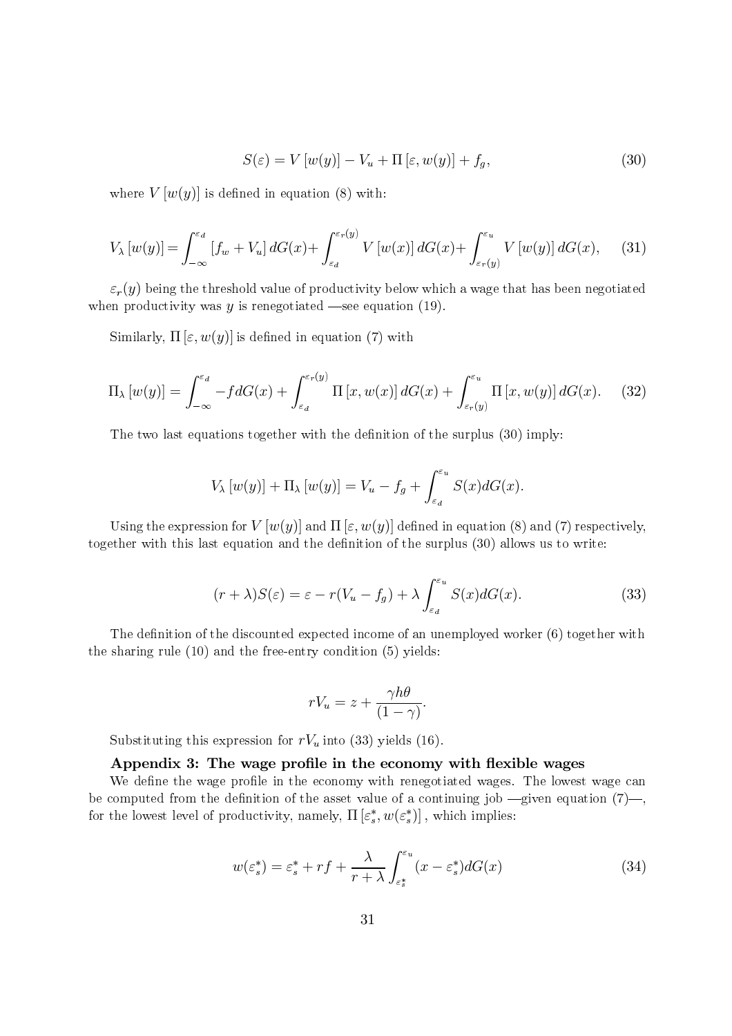$$S(\varepsilon) = V\left[w(y)\right] - V_u + \Pi\left[\varepsilon, w(y)\right] + f_g, \tag{30}$$

where $V\left[w(y)\right]$ is defined in equation (8) with:

$$V_\lambda\left[w(y)\right] = \int_{-\infty}^{\varepsilon_d} \left[f_w + V_u\right] dG(x) + \int_{\varepsilon_d}^{\varepsilon_r(y)} V\left[w(x)\right] dG(x) + \int_{\varepsilon_r(y)}^{\varepsilon_u} V\left[w(y)\right] dG(x), \tag{31}$$

$\varepsilon_r(y)$ being the threshold value of productivity below which a wage that has been negotiated when productivity was $y$ is renegotiated —see equation (19).

Similarly, $\Pi\left[\varepsilon, w(y)\right]$ is defined in equation (7) with

$$\Pi_\lambda\left[w(y)\right] = \int_{-\infty}^{\varepsilon_d} -f dG(x) + \int_{\varepsilon_d}^{\varepsilon_r(y)} \Pi\left[x, w(x)\right] dG(x) + \int_{\varepsilon_r(y)}^{\varepsilon_u} \Pi\left[x, w(y)\right] dG(x). \tag{32}$$

The two last equations together with the definition of the surplus (30) imply:

$$V_\lambda\left[w(y)\right] + \Pi_\lambda\left[w(y)\right] = V_u - f_g + \int_{\varepsilon_d}^{\varepsilon_u} S(x) dG(x).$$

Using the expression for $V\left[w(y)\right]$ and $\Pi\left[\varepsilon, w(y)\right]$ defined in equation (8) and (7) respectively, together with this last equation and the definition of the surplus (30) allows us to write:

$$(r + \lambda) S(\varepsilon) = \varepsilon - r(V_u - f_g) + \lambda \int_{\varepsilon_d}^{\varepsilon_u} S(x) dG(x). \tag{33}$$

The definition of the discounted expected income of an unemployed worker (6) together with the sharing rule (10) and the free-entry condition (5) yields:

$$rV_u = z + \frac{\gamma h \theta}{(1 - \gamma)}.$$

Substituting this expression for $rV_u$ into (33) yields (16).

**Appendix 3: The wage profile in the economy with flexible wages**

We define the wage profile in the economy with renegotiated wages. The lowest wage can be computed from the definition of the asset value of a continuing job —given equation (7)—, for the lowest level of productivity, namely, $\Pi\left[\varepsilon_s^*, w(\varepsilon_s^*)\right]$, which implies:

$$w(\varepsilon_s^*) = \varepsilon_s^* + rf + \frac{\lambda}{r + \lambda} \int_{\varepsilon_s^*}^{\varepsilon_u} (x - \varepsilon_s^*) dG(x) \tag{34}$$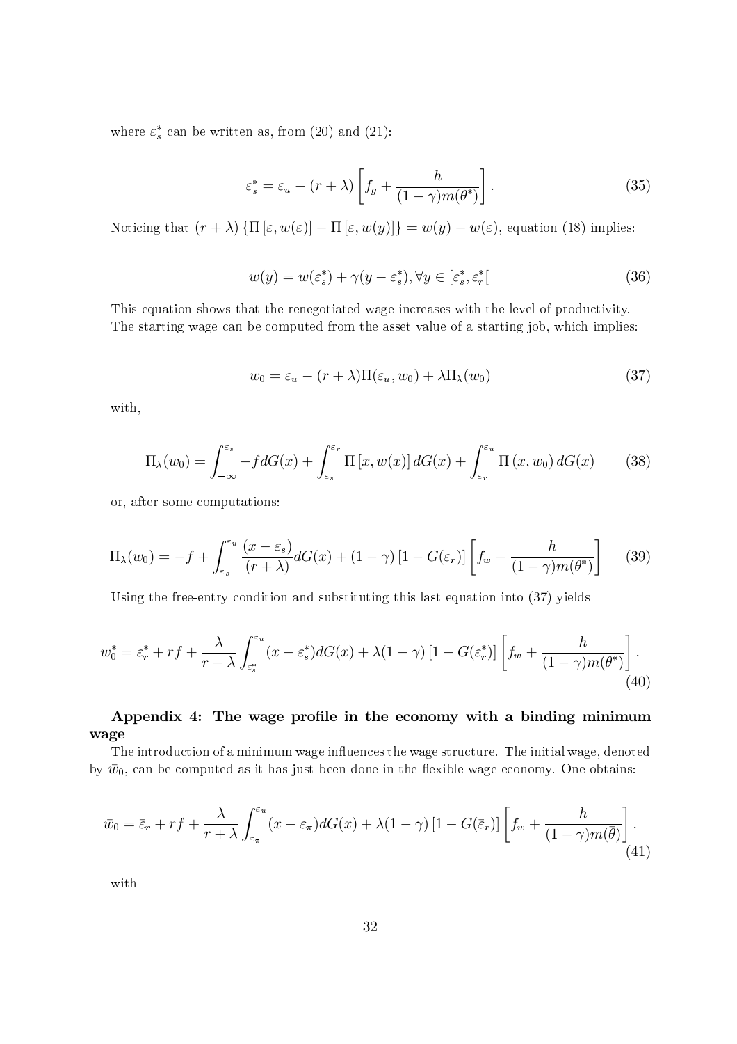where $\varepsilon_s^*$ can be written as, from (20) and (21):

$$\varepsilon_s^* = \varepsilon_u - (r+\lambda)\left[f_g + \frac{h}{(1-\gamma)m(\theta^*)}\right]. \tag{35}$$

Noticing that $(r+\lambda)\{\Pi[\varepsilon, w(\varepsilon)] - \Pi[\varepsilon, w(y)]\} = w(y) - w(\varepsilon)$, equation (18) implies:

$$w(y) = w(\varepsilon_s^*) + \gamma(y - \varepsilon_s^*), \forall y \in [\varepsilon_s^*, \varepsilon_r^*[ \tag{36}$$

This equation shows that the renegotiated wage increases with the level of productivity. The starting wage can be computed from the asset value of a starting job, which implies:

$$w_0 = \varepsilon_u - (r+\lambda)\Pi(\varepsilon_u, w_0) + \lambda \Pi_\lambda(w_0) \tag{37}$$

with,

$$\Pi_\lambda(w_0) = \int_{-\infty}^{\varepsilon_s} -f dG(x) + \int_{\varepsilon_s}^{\varepsilon_r} \Pi[x, w(x)] dG(x) + \int_{\varepsilon_r}^{\varepsilon_u} \Pi(x, w_0) dG(x) \tag{38}$$

or, after some computations:

$$\Pi_\lambda(w_0) = -f + \int_{\varepsilon_s}^{\varepsilon_u} \frac{(x - \varepsilon_s)}{(r+\lambda)} dG(x) + (1-\gamma)[1 - G(\varepsilon_r)]\left[f_w + \frac{h}{(1-\gamma)m(\theta^*)}\right] \tag{39}$$

Using the free-entry condition and substituting this last equation into (37) yields

$$w_0^* = \varepsilon_r^* + rf + \frac{\lambda}{r+\lambda}\int_{\varepsilon_s^*}^{\varepsilon_u} (x - \varepsilon_s^*) dG(x) + \lambda(1-\gamma)[1 - G(\varepsilon_r^*)]\left[f_w + \frac{h}{(1-\gamma)m(\theta^*)}\right]. \tag{40}$$

## Appendix 4: The wage profile in the economy with a binding minimum wage

The introduction of a minimum wage influences the wage structure. The initial wage, denoted by $\bar{w}_0$, can be computed as it has just been done in the flexible wage economy. One obtains:

$$\bar{w}_0 = \bar{\varepsilon}_r + rf + \frac{\lambda}{r+\lambda}\int_{\varepsilon_\pi}^{\varepsilon_u} (x - \varepsilon_\pi) dG(x) + \lambda(1-\gamma)[1 - G(\bar{\varepsilon}_r)]\left[f_w + \frac{h}{(1-\gamma)m(\bar{\theta})}\right]. \tag{41}$$

with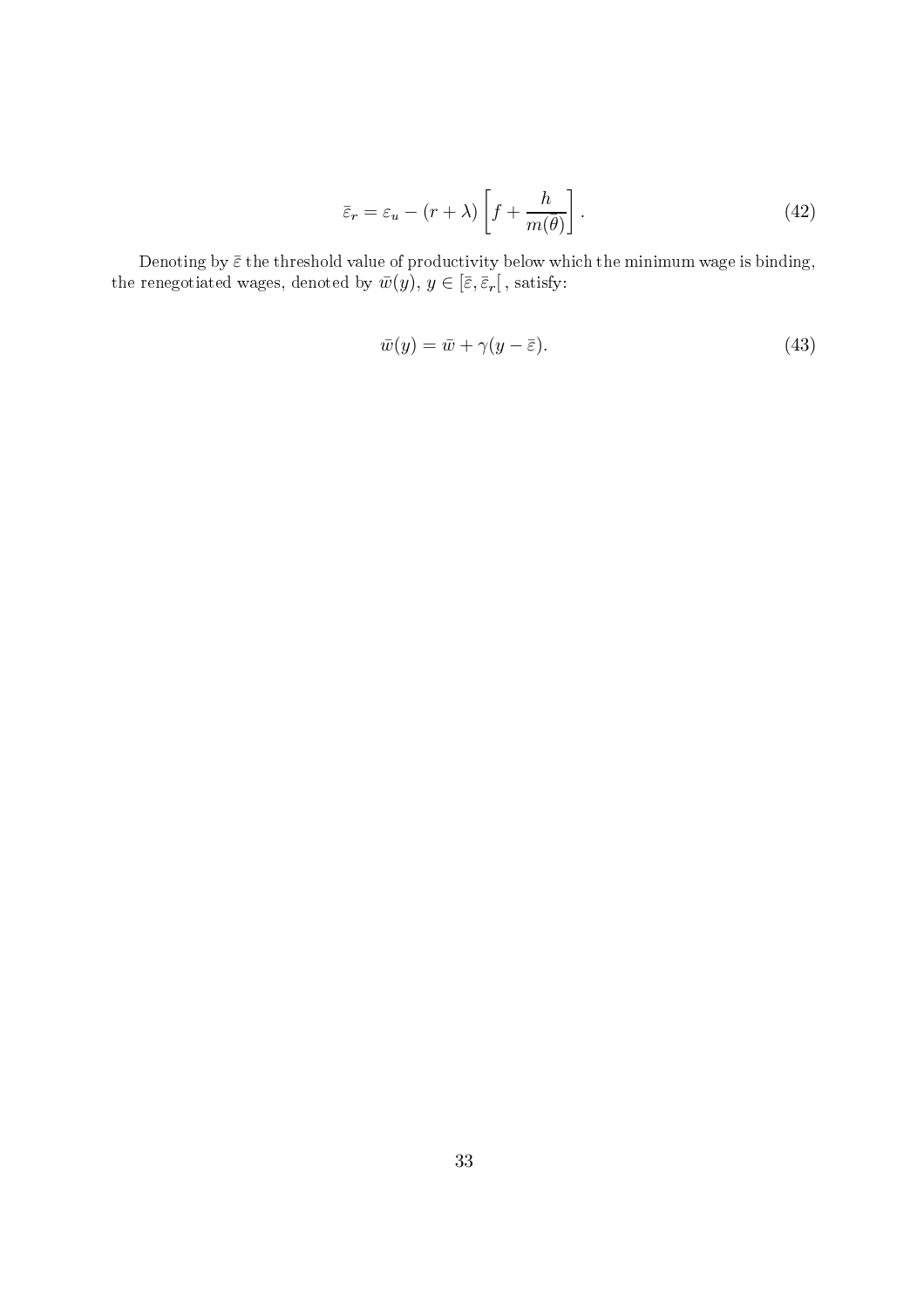$$\bar{\varepsilon}_r = \varepsilon_u - (r + \lambda) \left[ f + \frac{h}{m(\bar{\theta})} \right]. \tag{42}$$

Denoting by $\bar{\varepsilon}$ the threshold value of productivity below which the minimum wage is binding, the renegotiated wages, denoted by $\bar{w}(y)$, $y \in [\bar{\varepsilon}, \bar{\varepsilon}_r[$, satisfy:

$$\bar{w}(y) = \bar{w} + \gamma(y - \bar{\varepsilon}). \tag{43}$$